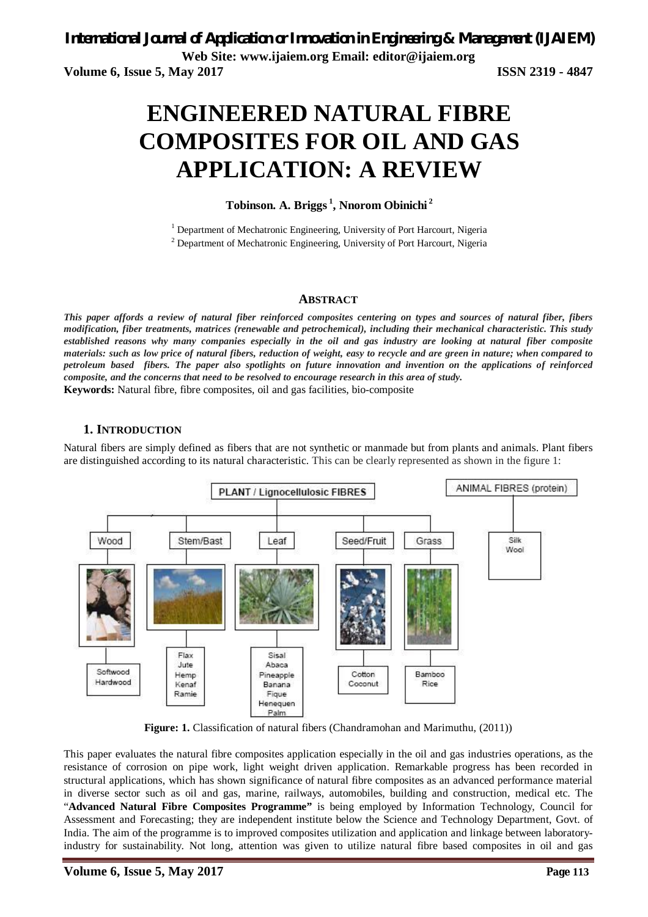# ENGINEERED NATURAL FIBRE COMPOSITES FOR OIL AND GAS APPLICATION: A REVIEW

**Tobinson. A. Briggs [1], Nnorom Obinichi [2]**

[1] Department of Mechatronic Engineering, University of Port Harcourt, Nigeria

[2] Department of Mechatronic Engineering, University of Port Harcourt, Nigeria

## ABSTRACT

***This paper affords a review of natural fiber reinforced composites centering on types and sources of natural fiber, fibers modification, fiber treatments, matrices (renewable and petrochemical), including their mechanical characteristic. This study established reasons why many companies especially in the oil and gas industry are looking at natural fiber composite materials: such as low price of natural fibers, reduction of weight, easy to recycle and are green in nature; when compared to petroleum based fibers. The paper also spotlights on future innovation and invention on the applications of reinforced composite, and the concerns that need to be resolved to encourage research in this area of study.***

**Keywords:** Natural fibre, fibre composites, oil and gas facilities, bio-composite

## 1. INTRODUCTION

Natural fibers are simply defined as fibers that are not synthetic or manmade but from plants and animals. Plant fibers are distinguished according to its natural characteristic. This can be clearly represented as shown in the figure 1:

PLANT / Lignocellulosic FIBRES: Wood (Softwood, Hardwood); Stem/Bast (Flax, Jute, Hemp, Kenaf, Ramie); Leaf (Sisal, Abaca, Pineapple, Banana, Fique, Henequen, Palm); Seed/Fruit (Cotton, Coconut); Grass (Bamboo, Rice)

ANIMAL FIBRES (protein): Silk, Wool

**Figure: 1.** Classification of natural fibers (Chandramohan and Marimuthu, (2011))

This paper evaluates the natural fibre composites application especially in the oil and gas industries operations, as the resistance of corrosion on pipe work, light weight driven application. Remarkable progress has been recorded in structural applications, which has shown significance of natural fibre composites as an advanced performance material in diverse sector such as oil and gas, marine, railways, automobiles, building and construction, medical etc. The "**Advanced Natural Fibre Composites Programme"** is being employed by Information Technology, Council for Assessment and Forecasting; they are independent institute below the Science and Technology Department, Govt. of India. The aim of the programme is to improved composites utilization and application and linkage between laboratory-industry for sustainability. Not long, attention was given to utilize natural fibre based composites in oil and gas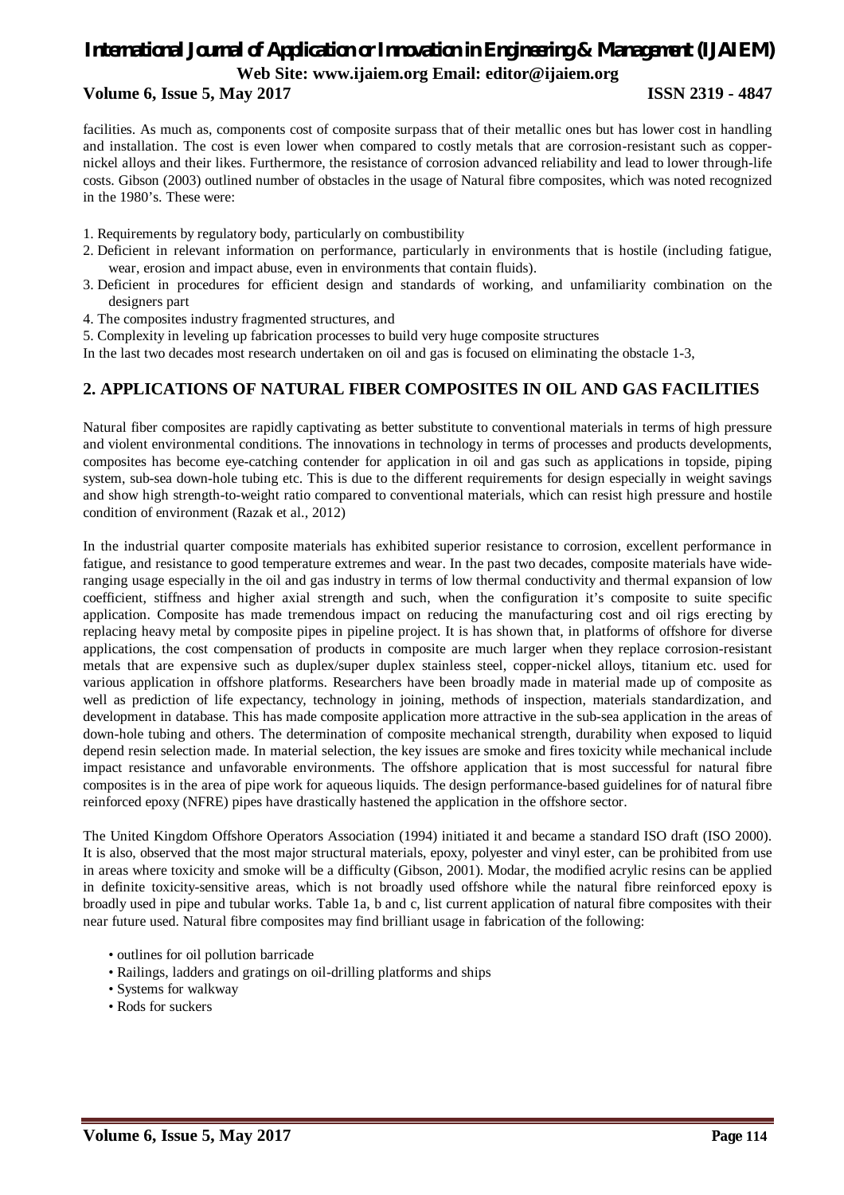facilities. As much as, components cost of composite surpass that of their metallic ones but has lower cost in handling and installation. The cost is even lower when compared to costly metals that are corrosion-resistant such as copper-nickel alloys and their likes. Furthermore, the resistance of corrosion advanced reliability and lead to lower through-life costs. Gibson (2003) outlined number of obstacles in the usage of Natural fibre composites, which was noted recognized in the 1980's. These were:

1. Requirements by regulatory body, particularly on combustibility
2. Deficient in relevant information on performance, particularly in environments that is hostile (including fatigue, wear, erosion and impact abuse, even in environments that contain fluids).
3. Deficient in procedures for efficient design and standards of working, and unfamiliarity combination on the designers part
4. The composites industry fragmented structures, and
5. Complexity in leveling up fabrication processes to build very huge composite structures

In the last two decades most research undertaken on oil and gas is focused on eliminating the obstacle 1-3,

## 2. APPLICATIONS OF NATURAL FIBER COMPOSITES IN OIL AND GAS FACILITIES

Natural fiber composites are rapidly captivating as better substitute to conventional materials in terms of high pressure and violent environmental conditions. The innovations in technology in terms of processes and products developments, composites has become eye-catching contender for application in oil and gas such as applications in topside, piping system, sub-sea down-hole tubing etc. This is due to the different requirements for design especially in weight savings and show high strength-to-weight ratio compared to conventional materials, which can resist high pressure and hostile condition of environment (Razak et al., 2012)

In the industrial quarter composite materials has exhibited superior resistance to corrosion, excellent performance in fatigue, and resistance to good temperature extremes and wear. In the past two decades, composite materials have wide-ranging usage especially in the oil and gas industry in terms of low thermal conductivity and thermal expansion of low coefficient, stiffness and higher axial strength and such, when the configuration it's composite to suite specific application. Composite has made tremendous impact on reducing the manufacturing cost and oil rigs erecting by replacing heavy metal by composite pipes in pipeline project. It is has shown that, in platforms of offshore for diverse applications, the cost compensation of products in composite are much larger when they replace corrosion-resistant metals that are expensive such as duplex/super duplex stainless steel, copper-nickel alloys, titanium etc. used for various application in offshore platforms. Researchers have been broadly made in material made up of composite as well as prediction of life expectancy, technology in joining, methods of inspection, materials standardization, and development in database. This has made composite application more attractive in the sub-sea application in the areas of down-hole tubing and others. The determination of composite mechanical strength, durability when exposed to liquid depend resin selection made. In material selection, the key issues are smoke and fires toxicity while mechanical include impact resistance and unfavorable environments. The offshore application that is most successful for natural fibre composites is in the area of pipe work for aqueous liquids. The design performance-based guidelines for of natural fibre reinforced epoxy (NFRE) pipes have drastically hastened the application in the offshore sector.

The United Kingdom Offshore Operators Association (1994) initiated it and became a standard ISO draft (ISO 2000). It is also, observed that the most major structural materials, epoxy, polyester and vinyl ester, can be prohibited from use in areas where toxicity and smoke will be a difficulty (Gibson, 2001). Modar, the modified acrylic resins can be applied in definite toxicity-sensitive areas, which is not broadly used offshore while the natural fibre reinforced epoxy is broadly used in pipe and tubular works. Table 1a, b and c, list current application of natural fibre composites with their near future used. Natural fibre composites may find brilliant usage in fabrication of the following:

- outlines for oil pollution barricade
- Railings, ladders and gratings on oil-drilling platforms and ships
- Systems for walkway
- Rods for suckers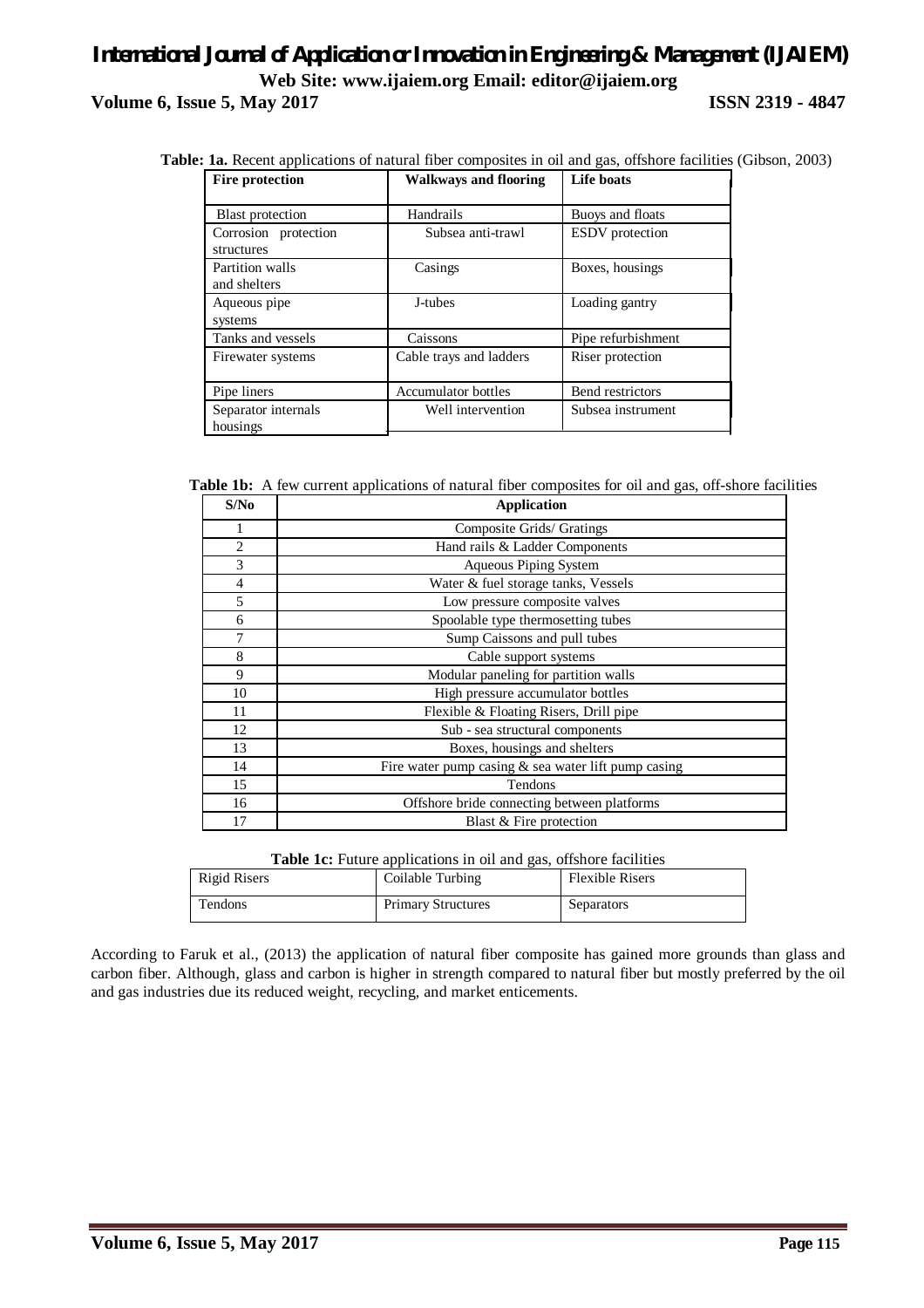**Table: 1a.** Recent applications of natural fiber composites in oil and gas, offshore facilities (Gibson, 2003)

| Fire protection | Walkways and flooring | Life boats |
|---|---|---|
| Blast protection | Handrails | Buoys and floats |
| Corrosion protection structures | Subsea anti-trawl | ESDV protection |
| Partition walls and shelters | Casings | Boxes, housings |
| Aqueous pipe systems | J-tubes | Loading gantry |
| Tanks and vessels | Caissons | Pipe refurbishment |
| Firewater systems | Cable trays and ladders | Riser protection |
| Pipe liners | Accumulator bottles | Bend restrictors |
| Separator internals housings | Well intervention | Subsea instrument |

**Table 1b:** A few current applications of natural fiber composites for oil and gas, off-shore facilities

| S/No | Application |
|---|---|
| 1 | Composite Grids/ Gratings |
| 2 | Hand rails & Ladder Components |
| 3 | Aqueous Piping System |
| 4 | Water & fuel storage tanks, Vessels |
| 5 | Low pressure composite valves |
| 6 | Spoolable type thermosetting tubes |
| 7 | Sump Caissons and pull tubes |
| 8 | Cable support systems |
| 9 | Modular paneling for partition walls |
| 10 | High pressure accumulator bottles |
| 11 | Flexible & Floating Risers, Drill pipe |
| 12 | Sub - sea structural components |
| 13 | Boxes, housings and shelters |
| 14 | Fire water pump casing & sea water lift pump casing |
| 15 | Tendons |
| 16 | Offshore bride connecting between platforms |
| 17 | Blast & Fire protection |

**Table 1c:** Future applications in oil and gas, offshore facilities

| Rigid Risers | Coilable Turbing | Flexible Risers |
|---|---|---|
| Tendons | Primary Structures | Separators |

According to Faruk et al., (2013) the application of natural fiber composite has gained more grounds than glass and carbon fiber. Although, glass and carbon is higher in strength compared to natural fiber but mostly preferred by the oil and gas industries due its reduced weight, recycling, and market enticements.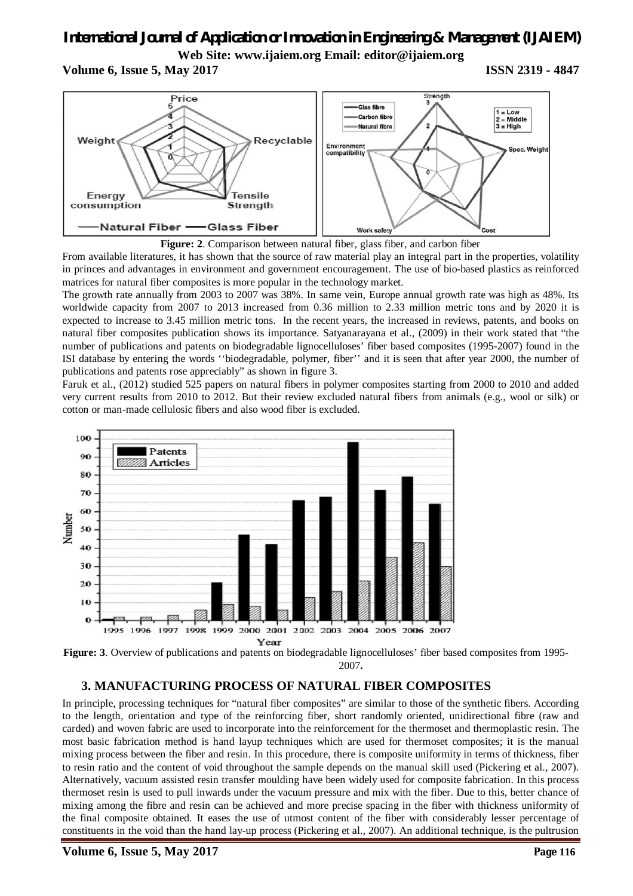**Figure: 2**. Comparison between natural fiber, glass fiber, and carbon fiber

From available literatures, it has shown that the source of raw material play an integral part in the properties, volatility in princes and advantages in environment and government encouragement. The use of bio-based plastics as reinforced matrices for natural fiber composites is more popular in the technology market.

The growth rate annually from 2003 to 2007 was 38%. In same vein, Europe annual growth rate was high as 48%. Its worldwide capacity from 2007 to 2013 increased from 0.36 million to 2.33 million metric tons and by 2020 it is expected to increase to 3.45 million metric tons. In the recent years, the increased in reviews, patents, and books on natural fiber composites publication shows its importance. Satyanarayana et al., (2009) in their work stated that "the number of publications and patents on biodegradable lignocelluloses' fiber based composites (1995-2007) found in the ISI database by entering the words ''biodegradable, polymer, fiber'' and it is seen that after year 2000, the number of publications and patents rose appreciably" as shown in figure 3.

Faruk et al., (2012) studied 525 papers on natural fibers in polymer composites starting from 2000 to 2010 and added very current results from 2010 to 2012. But their review excluded natural fibers from animals (e.g., wool or silk) or cotton or man-made cellulosic fibers and also wood fiber is excluded.

**Figure: 3**. Overview of publications and patents on biodegradable lignocelluloses' fiber based composites from 1995-2007**.**

## 3. MANUFACTURING PROCESS OF NATURAL FIBER COMPOSITES

In principle, processing techniques for "natural fiber composites" are similar to those of the synthetic fibers. According to the length, orientation and type of the reinforcing fiber, short randomly oriented, unidirectional fibre (raw and carded) and woven fabric are used to incorporate into the reinforcement for the thermoset and thermoplastic resin. The most basic fabrication method is hand layup techniques which are used for thermoset composites; it is the manual mixing process between the fiber and resin. In this procedure, there is composite uniformity in terms of thickness, fiber to resin ratio and the content of void throughout the sample depends on the manual skill used (Pickering et al., 2007). Alternatively, vacuum assisted resin transfer moulding have been widely used for composite fabrication. In this process thermoset resin is used to pull inwards under the vacuum pressure and mix with the fiber. Due to this, better chance of mixing among the fibre and resin can be achieved and more precise spacing in the fiber with thickness uniformity of the final composite obtained. It eases the use of utmost content of the fiber with considerably lesser percentage of constituents in the void than the hand lay-up process (Pickering et al., 2007). An additional technique, is the pultrusion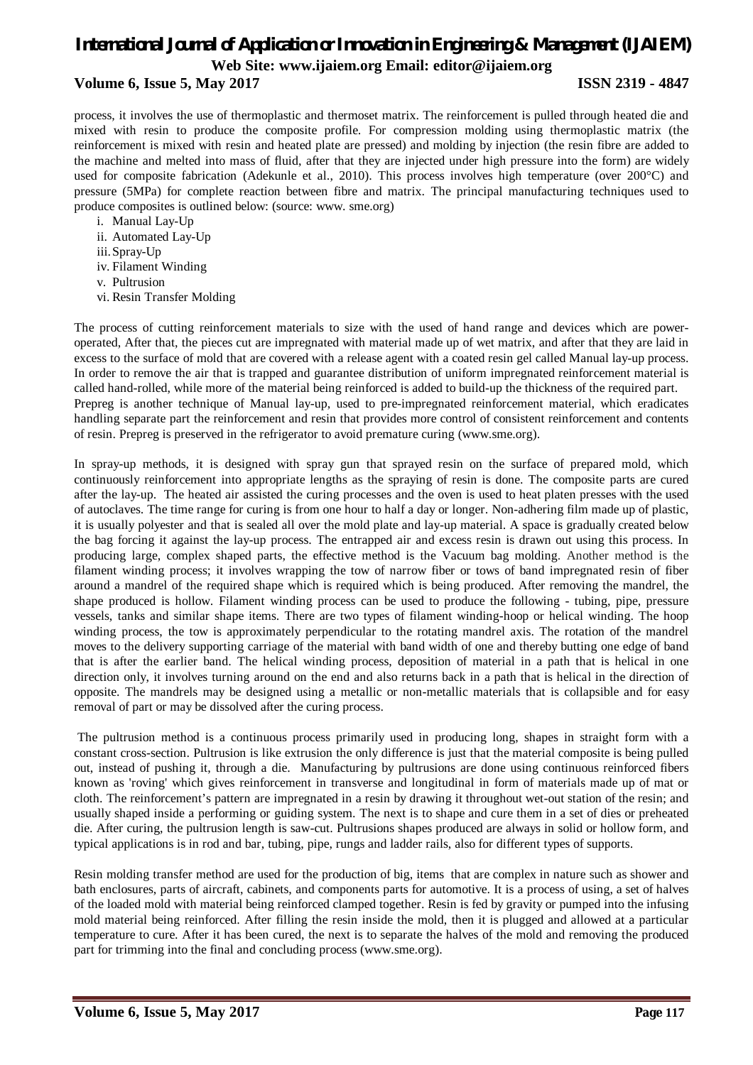process, it involves the use of thermoplastic and thermoset matrix. The reinforcement is pulled through heated die and mixed with resin to produce the composite profile. For compression molding using thermoplastic matrix (the reinforcement is mixed with resin and heated plate are pressed) and molding by injection (the resin fibre are added to the machine and melted into mass of fluid, after that they are injected under high pressure into the form) are widely used for composite fabrication (Adekunle et al., 2010). This process involves high temperature (over 200°C) and pressure (5MPa) for complete reaction between fibre and matrix. The principal manufacturing techniques used to produce composites is outlined below: (source: www. sme.org)

i. Manual Lay-Up
ii. Automated Lay-Up
iii. Spray-Up
iv. Filament Winding
v. Pultrusion
vi. Resin Transfer Molding

The process of cutting reinforcement materials to size with the used of hand range and devices which are power-operated, After that, the pieces cut are impregnated with material made up of wet matrix, and after that they are laid in excess to the surface of mold that are covered with a release agent with a coated resin gel called Manual lay-up process. In order to remove the air that is trapped and guarantee distribution of uniform impregnated reinforcement material is called hand-rolled, while more of the material being reinforced is added to build-up the thickness of the required part.
Prepreg is another technique of Manual lay-up, used to pre-impregnated reinforcement material, which eradicates handling separate part the reinforcement and resin that provides more control of consistent reinforcement and contents of resin. Prepreg is preserved in the refrigerator to avoid premature curing (www.sme.org).

In spray-up methods, it is designed with spray gun that sprayed resin on the surface of prepared mold, which continuously reinforcement into appropriate lengths as the spraying of resin is done. The composite parts are cured after the lay-up. The heated air assisted the curing processes and the oven is used to heat platen presses with the used of autoclaves. The time range for curing is from one hour to half a day or longer. Non-adhering film made up of plastic, it is usually polyester and that is sealed all over the mold plate and lay-up material. A space is gradually created below the bag forcing it against the lay-up process. The entrapped air and excess resin is drawn out using this process. In producing large, complex shaped parts, the effective method is the Vacuum bag molding. Another method is the filament winding process; it involves wrapping the tow of narrow fiber or tows of band impregnated resin of fiber around a mandrel of the required shape which is required which is being produced. After removing the mandrel, the shape produced is hollow. Filament winding process can be used to produce the following - tubing, pipe, pressure vessels, tanks and similar shape items. There are two types of filament winding-hoop or helical winding. The hoop winding process, the tow is approximately perpendicular to the rotating mandrel axis. The rotation of the mandrel moves to the delivery supporting carriage of the material with band width of one and thereby butting one edge of band that is after the earlier band. The helical winding process, deposition of material in a path that is helical in one direction only, it involves turning around on the end and also returns back in a path that is helical in the direction of opposite. The mandrels may be designed using a metallic or non-metallic materials that is collapsible and for easy removal of part or may be dissolved after the curing process.

The pultrusion method is a continuous process primarily used in producing long, shapes in straight form with a constant cross-section. Pultrusion is like extrusion the only difference is just that the material composite is being pulled out, instead of pushing it, through a die. Manufacturing by pultrusions are done using continuous reinforced fibers known as 'roving' which gives reinforcement in transverse and longitudinal in form of materials made up of mat or cloth. The reinforcement's pattern are impregnated in a resin by drawing it throughout wet-out station of the resin; and usually shaped inside a performing or guiding system. The next is to shape and cure them in a set of dies or preheated die. After curing, the pultrusion length is saw-cut. Pultrusions shapes produced are always in solid or hollow form, and typical applications is in rod and bar, tubing, pipe, rungs and ladder rails, also for different types of supports.

Resin molding transfer method are used for the production of big, items that are complex in nature such as shower and bath enclosures, parts of aircraft, cabinets, and components parts for automotive. It is a process of using, a set of halves of the loaded mold with material being reinforced clamped together. Resin is fed by gravity or pumped into the infusing mold material being reinforced. After filling the resin inside the mold, then it is plugged and allowed at a particular temperature to cure. After it has been cured, the next is to separate the halves of the mold and removing the produced part for trimming into the final and concluding process (www.sme.org).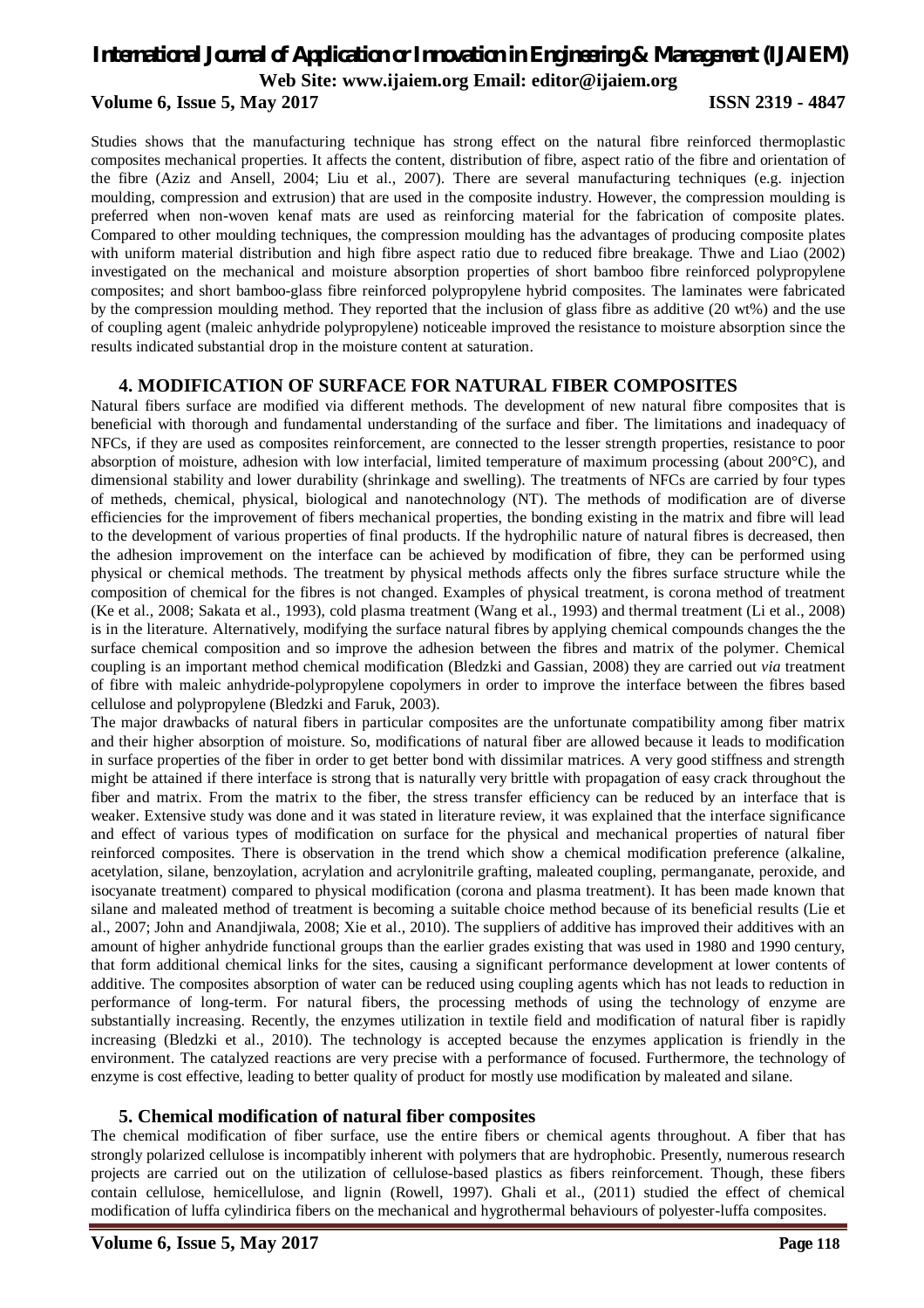Studies shows that the manufacturing technique has strong effect on the natural fibre reinforced thermoplastic composites mechanical properties. It affects the content, distribution of fibre, aspect ratio of the fibre and orientation of the fibre (Aziz and Ansell, 2004; Liu et al., 2007). There are several manufacturing techniques (e.g. injection moulding, compression and extrusion) that are used in the composite industry. However, the compression moulding is preferred when non-woven kenaf mats are used as reinforcing material for the fabrication of composite plates. Compared to other moulding techniques, the compression moulding has the advantages of producing composite plates with uniform material distribution and high fibre aspect ratio due to reduced fibre breakage. Thwe and Liao (2002) investigated on the mechanical and moisture absorption properties of short bamboo fibre reinforced polypropylene composites; and short bamboo-glass fibre reinforced polypropylene hybrid composites. The laminates were fabricated by the compression moulding method. They reported that the inclusion of glass fibre as additive (20 wt%) and the use of coupling agent (maleic anhydride polypropylene) noticeable improved the resistance to moisture absorption since the results indicated substantial drop in the moisture content at saturation.

## 4. MODIFICATION OF SURFACE FOR NATURAL FIBER COMPOSITES

Natural fibers surface are modified via different methods. The development of new natural fibre composites that is beneficial with thorough and fundamental understanding of the surface and fiber. The limitations and inadequacy of NFCs, if they are used as composites reinforcement, are connected to the lesser strength properties, resistance to poor absorption of moisture, adhesion with low interfacial, limited temperature of maximum processing (about 200°C), and dimensional stability and lower durability (shrinkage and swelling). The treatments of NFCs are carried by four types of metheds, chemical, physical, biological and nanotechnology (NT). The methods of modification are of diverse efficiencies for the improvement of fibers mechanical properties, the bonding existing in the matrix and fibre will lead to the development of various properties of final products. If the hydrophilic nature of natural fibres is decreased, then the adhesion improvement on the interface can be achieved by modification of fibre, they can be performed using physical or chemical methods. The treatment by physical methods affects only the fibres surface structure while the composition of chemical for the fibres is not changed. Examples of physical treatment, is corona method of treatment (Ke et al., 2008; Sakata et al., 1993), cold plasma treatment (Wang et al., 1993) and thermal treatment (Li et al., 2008) is in the literature. Alternatively, modifying the surface natural fibres by applying chemical compounds changes the the surface chemical composition and so improve the adhesion between the fibres and matrix of the polymer. Chemical coupling is an important method chemical modification (Bledzki and Gassian, 2008) they are carried out *via* treatment of fibre with maleic anhydride-polypropylene copolymers in order to improve the interface between the fibres based cellulose and polypropylene (Bledzki and Faruk, 2003).

The major drawbacks of natural fibers in particular composites are the unfortunate compatibility among fiber matrix and their higher absorption of moisture. So, modifications of natural fiber are allowed because it leads to modification in surface properties of the fiber in order to get better bond with dissimilar matrices. A very good stiffness and strength might be attained if there interface is strong that is naturally very brittle with propagation of easy crack throughout the fiber and matrix. From the matrix to the fiber, the stress transfer efficiency can be reduced by an interface that is weaker. Extensive study was done and it was stated in literature review, it was explained that the interface significance and effect of various types of modification on surface for the physical and mechanical properties of natural fiber reinforced composites. There is observation in the trend which show a chemical modification preference (alkaline, acetylation, silane, benzoylation, acrylation and acrylonitrile grafting, maleated coupling, permanganate, peroxide, and isocyanate treatment) compared to physical modification (corona and plasma treatment). It has been made known that silane and maleated method of treatment is becoming a suitable choice method because of its beneficial results (Lie et al., 2007; John and Anandjiwala, 2008; Xie et al., 2010). The suppliers of additive has improved their additives with an amount of higher anhydride functional groups than the earlier grades existing that was used in 1980 and 1990 century, that form additional chemical links for the sites, causing a significant performance development at lower contents of additive. The composites absorption of water can be reduced using coupling agents which has not leads to reduction in performance of long-term. For natural fibers, the processing methods of using the technology of enzyme are substantially increasing. Recently, the enzymes utilization in textile field and modification of natural fiber is rapidly increasing (Bledzki et al., 2010). The technology is accepted because the enzymes application is friendly in the environment. The catalyzed reactions are very precise with a performance of focused. Furthermore, the technology of enzyme is cost effective, leading to better quality of product for mostly use modification by maleated and silane.

## 5. Chemical modification of natural fiber composites

The chemical modification of fiber surface, use the entire fibers or chemical agents throughout. A fiber that has strongly polarized cellulose is incompatibly inherent with polymers that are hydrophobic. Presently, numerous research projects are carried out on the utilization of cellulose-based plastics as fibers reinforcement. Though, these fibers contain cellulose, hemicellulose, and lignin (Rowell, 1997). Ghali et al., (2011) studied the effect of chemical modification of luffa cylindirica fibers on the mechanical and hygrothermal behaviours of polyester-luffa composites.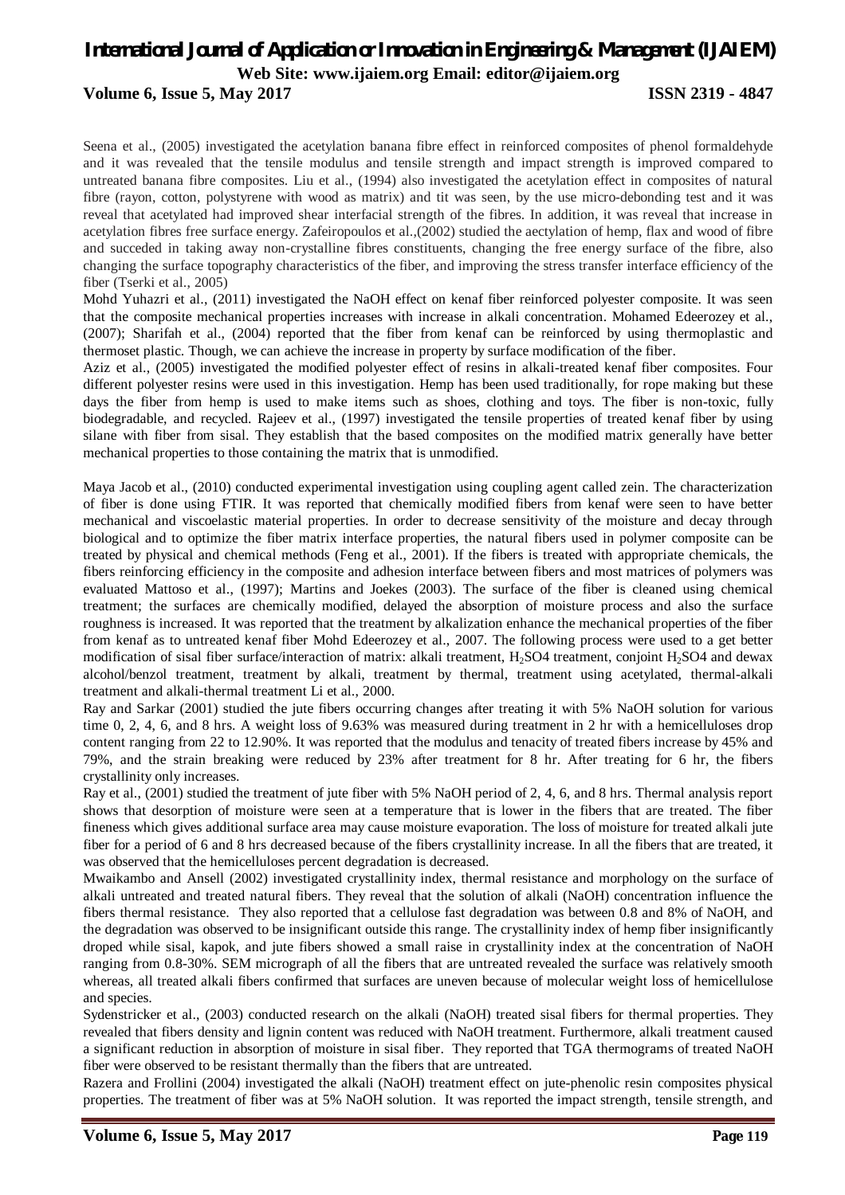Seena et al., (2005) investigated the acetylation banana fibre effect in reinforced composites of phenol formaldehyde and it was revealed that the tensile modulus and tensile strength and impact strength is improved compared to untreated banana fibre composites. Liu et al., (1994) also investigated the acetylation effect in composites of natural fibre (rayon, cotton, polystyrene with wood as matrix) and tit was seen, by the use micro-debonding test and it was reveal that acetylated had improved shear interfacial strength of the fibres. In addition, it was reveal that increase in acetylation fibres free surface energy. Zafeiropoulos et al.,(2002) studied the aectylation of hemp, flax and wood of fibre and succeded in taking away non-crystalline fibres constituents, changing the free energy surface of the fibre, also changing the surface topography characteristics of the fiber, and improving the stress transfer interface efficiency of the fiber (Tserki et al., 2005)

Mohd Yuhazri et al., (2011) investigated the NaOH effect on kenaf fiber reinforced polyester composite. It was seen that the composite mechanical properties increases with increase in alkali concentration. Mohamed Edeerozey et al., (2007); Sharifah et al., (2004) reported that the fiber from kenaf can be reinforced by using thermoplastic and thermoset plastic. Though, we can achieve the increase in property by surface modification of the fiber.

Aziz et al., (2005) investigated the modified polyester effect of resins in alkali-treated kenaf fiber composites. Four different polyester resins were used in this investigation. Hemp has been used traditionally, for rope making but these days the fiber from hemp is used to make items such as shoes, clothing and toys. The fiber is non-toxic, fully biodegradable, and recycled. Rajeev et al., (1997) investigated the tensile properties of treated kenaf fiber by using silane with fiber from sisal. They establish that the based composites on the modified matrix generally have better mechanical properties to those containing the matrix that is unmodified.

Maya Jacob et al., (2010) conducted experimental investigation using coupling agent called zein. The characterization of fiber is done using FTIR. It was reported that chemically modified fibers from kenaf were seen to have better mechanical and viscoelastic material properties. In order to decrease sensitivity of the moisture and decay through biological and to optimize the fiber matrix interface properties, the natural fibers used in polymer composite can be treated by physical and chemical methods (Feng et al., 2001). If the fibers is treated with appropriate chemicals, the fibers reinforcing efficiency in the composite and adhesion interface between fibers and most matrices of polymers was evaluated Mattoso et al., (1997); Martins and Joekes (2003). The surface of the fiber is cleaned using chemical treatment; the surfaces are chemically modified, delayed the absorption of moisture process and also the surface roughness is increased. It was reported that the treatment by alkalization enhance the mechanical properties of the fiber from kenaf as to untreated kenaf fiber Mohd Edeerozey et al., 2007. The following process were used to a get better modification of sisal fiber surface/interaction of matrix: alkali treatment, $H_2SO4$ treatment, conjoint $H_2SO4$ and dewax alcohol/benzol treatment, treatment by alkali, treatment by thermal, treatment using acetylated, thermal-alkali treatment and alkali-thermal treatment Li et al., 2000.

Ray and Sarkar (2001) studied the jute fibers occurring changes after treating it with 5% NaOH solution for various time 0, 2, 4, 6, and 8 hrs. A weight loss of 9.63% was measured during treatment in 2 hr with a hemicelluloses drop content ranging from 22 to 12.90%. It was reported that the modulus and tenacity of treated fibers increase by 45% and 79%, and the strain breaking were reduced by 23% after treatment for 8 hr. After treating for 6 hr, the fibers crystallinity only increases.

Ray et al., (2001) studied the treatment of jute fiber with 5% NaOH period of 2, 4, 6, and 8 hrs. Thermal analysis report shows that desorption of moisture were seen at a temperature that is lower in the fibers that are treated. The fiber fineness which gives additional surface area may cause moisture evaporation. The loss of moisture for treated alkali jute fiber for a period of 6 and 8 hrs decreased because of the fibers crystallinity increase. In all the fibers that are treated, it was observed that the hemicelluloses percent degradation is decreased.

Mwaikambo and Ansell (2002) investigated crystallinity index, thermal resistance and morphology on the surface of alkali untreated and treated natural fibers. They reveal that the solution of alkali (NaOH) concentration influence the fibers thermal resistance. They also reported that a cellulose fast degradation was between 0.8 and 8% of NaOH, and the degradation was observed to be insignificant outside this range. The crystallinity index of hemp fiber insignificantly droped while sisal, kapok, and jute fibers showed a small raise in crystallinity index at the concentration of NaOH ranging from 0.8-30%. SEM micrograph of all the fibers that are untreated revealed the surface was relatively smooth whereas, all treated alkali fibers confirmed that surfaces are uneven because of molecular weight loss of hemicellulose and species.

Sydenstricker et al., (2003) conducted research on the alkali (NaOH) treated sisal fibers for thermal properties. They revealed that fibers density and lignin content was reduced with NaOH treatment. Furthermore, alkali treatment caused a significant reduction in absorption of moisture in sisal fiber. They reported that TGA thermograms of treated NaOH fiber were observed to be resistant thermally than the fibers that are untreated.

Razera and Frollini (2004) investigated the alkali (NaOH) treatment effect on jute-phenolic resin composites physical properties. The treatment of fiber was at 5% NaOH solution. It was reported the impact strength, tensile strength, and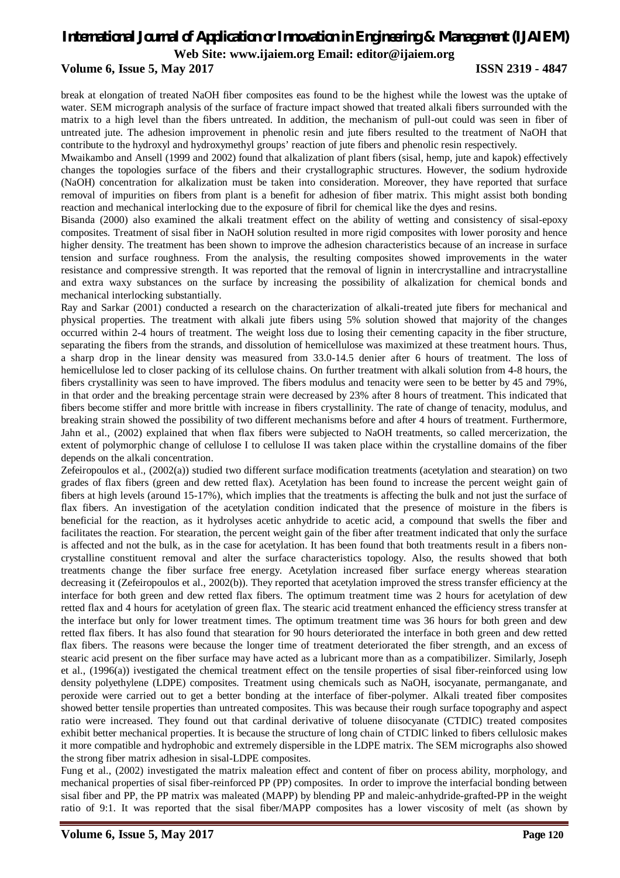break at elongation of treated NaOH fiber composites eas found to be the highest while the lowest was the uptake of water. SEM micrograph analysis of the surface of fracture impact showed that treated alkali fibers surrounded with the matrix to a high level than the fibers untreated. In addition, the mechanism of pull-out could was seen in fiber of untreated jute. The adhesion improvement in phenolic resin and jute fibers resulted to the treatment of NaOH that contribute to the hydroxyl and hydroxymethyl groups' reaction of jute fibers and phenolic resin respectively.

Mwaikambo and Ansell (1999 and 2002) found that alkalization of plant fibers (sisal, hemp, jute and kapok) effectively changes the topologies surface of the fibers and their crystallographic structures. However, the sodium hydroxide (NaOH) concentration for alkalization must be taken into consideration. Moreover, they have reported that surface removal of impurities on fibers from plant is a benefit for adhesion of fiber matrix. This might assist both bonding reaction and mechanical interlocking due to the exposure of fibril for chemical like the dyes and resins.

Bisanda (2000) also examined the alkali treatment effect on the ability of wetting and consistency of sisal-epoxy composites. Treatment of sisal fiber in NaOH solution resulted in more rigid composites with lower porosity and hence higher density. The treatment has been shown to improve the adhesion characteristics because of an increase in surface tension and surface roughness. From the analysis, the resulting composites showed improvements in the water resistance and compressive strength. It was reported that the removal of lignin in intercrystalline and intracrystalline and extra waxy substances on the surface by increasing the possibility of alkalization for chemical bonds and mechanical interlocking substantially.

Ray and Sarkar (2001) conducted a research on the characterization of alkali-treated jute fibers for mechanical and physical properties. The treatment with alkali jute fibers using 5% solution showed that majority of the changes occurred within 2-4 hours of treatment. The weight loss due to losing their cementing capacity in the fiber structure, separating the fibers from the strands, and dissolution of hemicellulose was maximized at these treatment hours. Thus, a sharp drop in the linear density was measured from 33.0-14.5 denier after 6 hours of treatment. The loss of hemicellulose led to closer packing of its cellulose chains. On further treatment with alkali solution from 4-8 hours, the fibers crystallinity was seen to have improved. The fibers modulus and tenacity were seen to be better by 45 and 79%, in that order and the breaking percentage strain were decreased by 23% after 8 hours of treatment. This indicated that fibers become stiffer and more brittle with increase in fibers crystallinity. The rate of change of tenacity, modulus, and breaking strain showed the possibility of two different mechanisms before and after 4 hours of treatment. Furthermore, Jahn et al., (2002) explained that when flax fibers were subjected to NaOH treatments, so called mercerization, the extent of polymorphic change of cellulose I to cellulose II was taken place within the crystalline domains of the fiber depends on the alkali concentration.

Zefeiropoulos et al., (2002(a)) studied two different surface modification treatments (acetylation and stearation) on two grades of flax fibers (green and dew retted flax). Acetylation has been found to increase the percent weight gain of fibers at high levels (around 15-17%), which implies that the treatments is affecting the bulk and not just the surface of flax fibers. An investigation of the acetylation condition indicated that the presence of moisture in the fibers is beneficial for the reaction, as it hydrolyses acetic anhydride to acetic acid, a compound that swells the fiber and facilitates the reaction. For stearation, the percent weight gain of the fiber after treatment indicated that only the surface is affected and not the bulk, as in the case for acetylation. It has been found that both treatments result in a fibers non-crystalline constituent removal and alter the surface characteristics topology. Also, the results showed that both treatments change the fiber surface free energy. Acetylation increased fiber surface energy whereas stearation decreasing it (Zefeiropoulos et al., 2002(b)). They reported that acetylation improved the stress transfer efficiency at the interface for both green and dew retted flax fibers. The optimum treatment time was 2 hours for acetylation of dew retted flax and 4 hours for acetylation of green flax. The stearic acid treatment enhanced the efficiency stress transfer at the interface but only for lower treatment times. The optimum treatment time was 36 hours for both green and dew retted flax fibers. It has also found that stearation for 90 hours deteriorated the interface in both green and dew retted flax fibers. The reasons were because the longer time of treatment deteriorated the fiber strength, and an excess of stearic acid present on the fiber surface may have acted as a lubricant more than as a compatibilizer. Similarly, Joseph et al., (1996(a)) ivestigated the chemical treatment effect on the tensile properties of sisal fiber-reinforced using low density polyethylene (LDPE) composites. Treatment using chemicals such as NaOH, isocyanate, permanganate, and peroxide were carried out to get a better bonding at the interface of fiber-polymer. Alkali treated fiber composites showed better tensile properties than untreated composites. This was because their rough surface topography and aspect ratio were increased. They found out that cardinal derivative of toluene diisocyanate (CTDIC) treated composites exhibit better mechanical properties. It is because the structure of long chain of CTDIC linked to fibers cellulosic makes it more compatible and hydrophobic and extremely dispersible in the LDPE matrix. The SEM micrographs also showed the strong fiber matrix adhesion in sisal-LDPE composites.

Fung et al., (2002) investigated the matrix maleation effect and content of fiber on process ability, morphology, and mechanical properties of sisal fiber-reinforced PP (PP) composites. In order to improve the interfacial bonding between sisal fiber and PP, the PP matrix was maleated (MAPP) by blending PP and maleic-anhydride-grafted-PP in the weight ratio of 9:1. It was reported that the sisal fiber/MAPP composites has a lower viscosity of melt (as shown by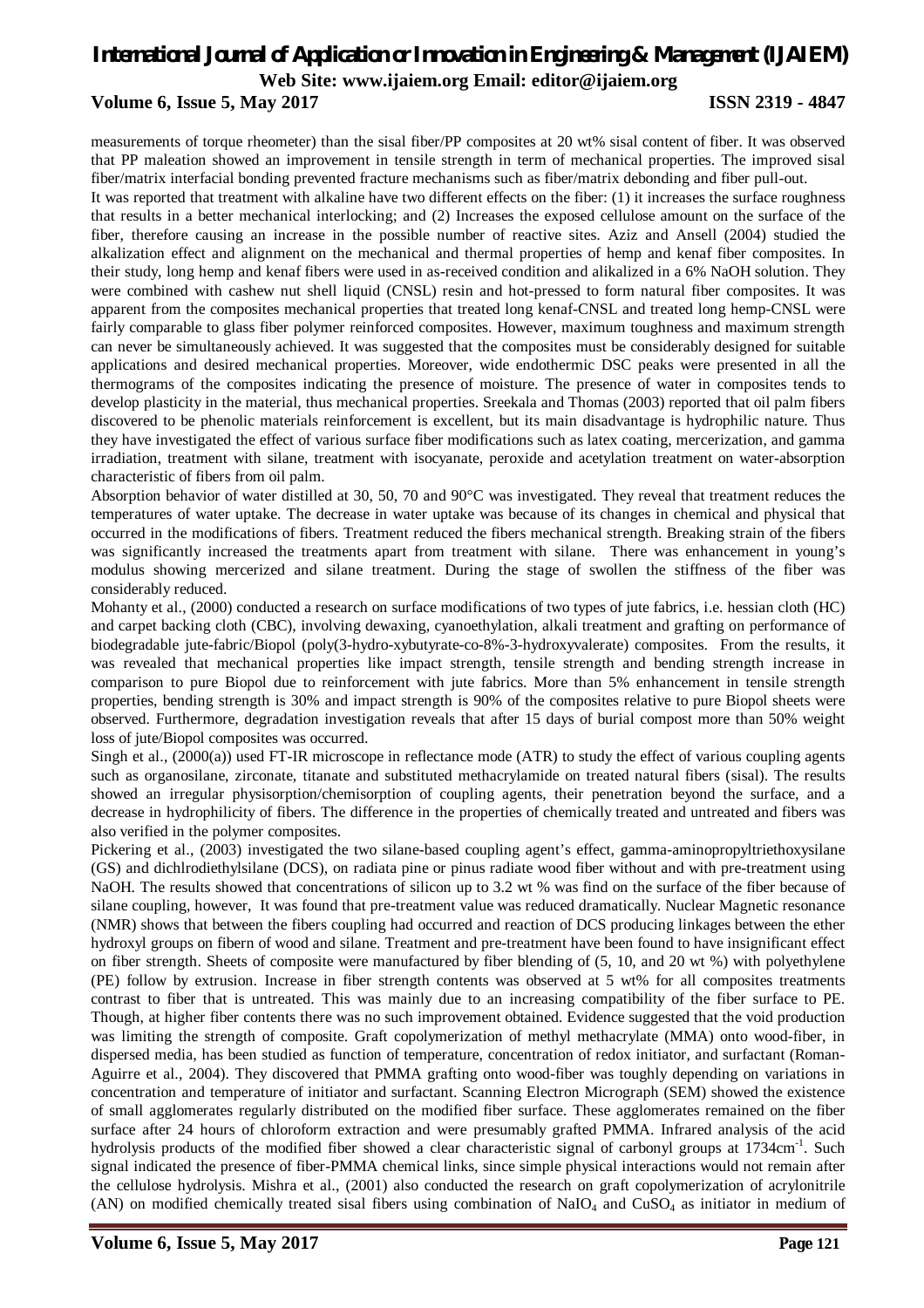measurements of torque rheometer) than the sisal fiber/PP composites at 20 wt% sisal content of fiber. It was observed that PP maleation showed an improvement in tensile strength in term of mechanical properties. The improved sisal fiber/matrix interfacial bonding prevented fracture mechanisms such as fiber/matrix debonding and fiber pull-out.

It was reported that treatment with alkaline have two different effects on the fiber: (1) it increases the surface roughness that results in a better mechanical interlocking; and (2) Increases the exposed cellulose amount on the surface of the fiber, therefore causing an increase in the possible number of reactive sites. Aziz and Ansell (2004) studied the alkalization effect and alignment on the mechanical and thermal properties of hemp and kenaf fiber composites. In their study, long hemp and kenaf fibers were used in as-received condition and alikalized in a 6% NaOH solution. They were combined with cashew nut shell liquid (CNSL) resin and hot-pressed to form natural fiber composites. It was apparent from the composites mechanical properties that treated long kenaf-CNSL and treated long hemp-CNSL were fairly comparable to glass fiber polymer reinforced composites. However, maximum toughness and maximum strength can never be simultaneously achieved. It was suggested that the composites must be considerably designed for suitable applications and desired mechanical properties. Moreover, wide endothermic DSC peaks were presented in all the thermograms of the composites indicating the presence of moisture. The presence of water in composites tends to develop plasticity in the material, thus mechanical properties. Sreekala and Thomas (2003) reported that oil palm fibers discovered to be phenolic materials reinforcement is excellent, but its main disadvantage is hydrophilic nature. Thus they have investigated the effect of various surface fiber modifications such as latex coating, mercerization, and gamma irradiation, treatment with silane, treatment with isocyanate, peroxide and acetylation treatment on water-absorption characteristic of fibers from oil palm.

Absorption behavior of water distilled at 30, 50, 70 and 90°C was investigated. They reveal that treatment reduces the temperatures of water uptake. The decrease in water uptake was because of its changes in chemical and physical that occurred in the modifications of fibers. Treatment reduced the fibers mechanical strength. Breaking strain of the fibers was significantly increased the treatments apart from treatment with silane. There was enhancement in young's modulus showing mercerized and silane treatment. During the stage of swollen the stiffness of the fiber was considerably reduced.

Mohanty et al., (2000) conducted a research on surface modifications of two types of jute fabrics, i.e. hessian cloth (HC) and carpet backing cloth (CBC), involving dewaxing, cyanoethylation, alkali treatment and grafting on performance of biodegradable jute-fabric/Biopol (poly(3-hydro-xybutyrate-co-8%-3-hydroxyvalerate) composites. From the results, it was revealed that mechanical properties like impact strength, tensile strength and bending strength increase in comparison to pure Biopol due to reinforcement with jute fabrics. More than 5% enhancement in tensile strength properties, bending strength is 30% and impact strength is 90% of the composites relative to pure Biopol sheets were observed. Furthermore, degradation investigation reveals that after 15 days of burial compost more than 50% weight loss of jute/Biopol composites was occurred.

Singh et al., (2000(a)) used FT-IR microscope in reflectance mode (ATR) to study the effect of various coupling agents such as organosilane, zirconate, titanate and substituted methacrylamide on treated natural fibers (sisal). The results showed an irregular physisorption/chemisorption of coupling agents, their penetration beyond the surface, and a decrease in hydrophilicity of fibers. The difference in the properties of chemically treated and untreated and fibers was also verified in the polymer composites.

Pickering et al., (2003) investigated the two silane-based coupling agent's effect, gamma-aminopropyltriethoxysilane (GS) and dichlrodiethylsilane (DCS), on radiata pine or pinus radiate wood fiber without and with pre-treatment using NaOH. The results showed that concentrations of silicon up to 3.2 wt % was find on the surface of the fiber because of silane coupling, however, It was found that pre-treatment value was reduced dramatically. Nuclear Magnetic resonance (NMR) shows that between the fibers coupling had occurred and reaction of DCS producing linkages between the ether hydroxyl groups on fibern of wood and silane. Treatment and pre-treatment have been found to have insignificant effect on fiber strength. Sheets of composite were manufactured by fiber blending of (5, 10, and 20 wt %) with polyethylene (PE) follow by extrusion. Increase in fiber strength contents was observed at 5 wt% for all composites treatments contrast to fiber that is untreated. This was mainly due to an increasing compatibility of the fiber surface to PE. Though, at higher fiber contents there was no such improvement obtained. Evidence suggested that the void production was limiting the strength of composite. Graft copolymerization of methyl methacrylate (MMA) onto wood-fiber, in dispersed media, has been studied as function of temperature, concentration of redox initiator, and surfactant (Roman-Aguirre et al., 2004). They discovered that PMMA grafting onto wood-fiber was toughly depending on variations in concentration and temperature of initiator and surfactant. Scanning Electron Micrograph (SEM) showed the existence of small agglomerates regularly distributed on the modified fiber surface. These agglomerates remained on the fiber surface after 24 hours of chloroform extraction and were presumably grafted PMMA. Infrared analysis of the acid hydrolysis products of the modified fiber showed a clear characteristic signal of carbonyl groups at 1734cm$^{-1}$. Such signal indicated the presence of fiber-PMMA chemical links, since simple physical interactions would not remain after the cellulose hydrolysis. Mishra et al., (2001) also conducted the research on graft copolymerization of acrylonitrile (AN) on modified chemically treated sisal fibers using combination of $NaIO_4$ and $CuSO_4$ as initiator in medium of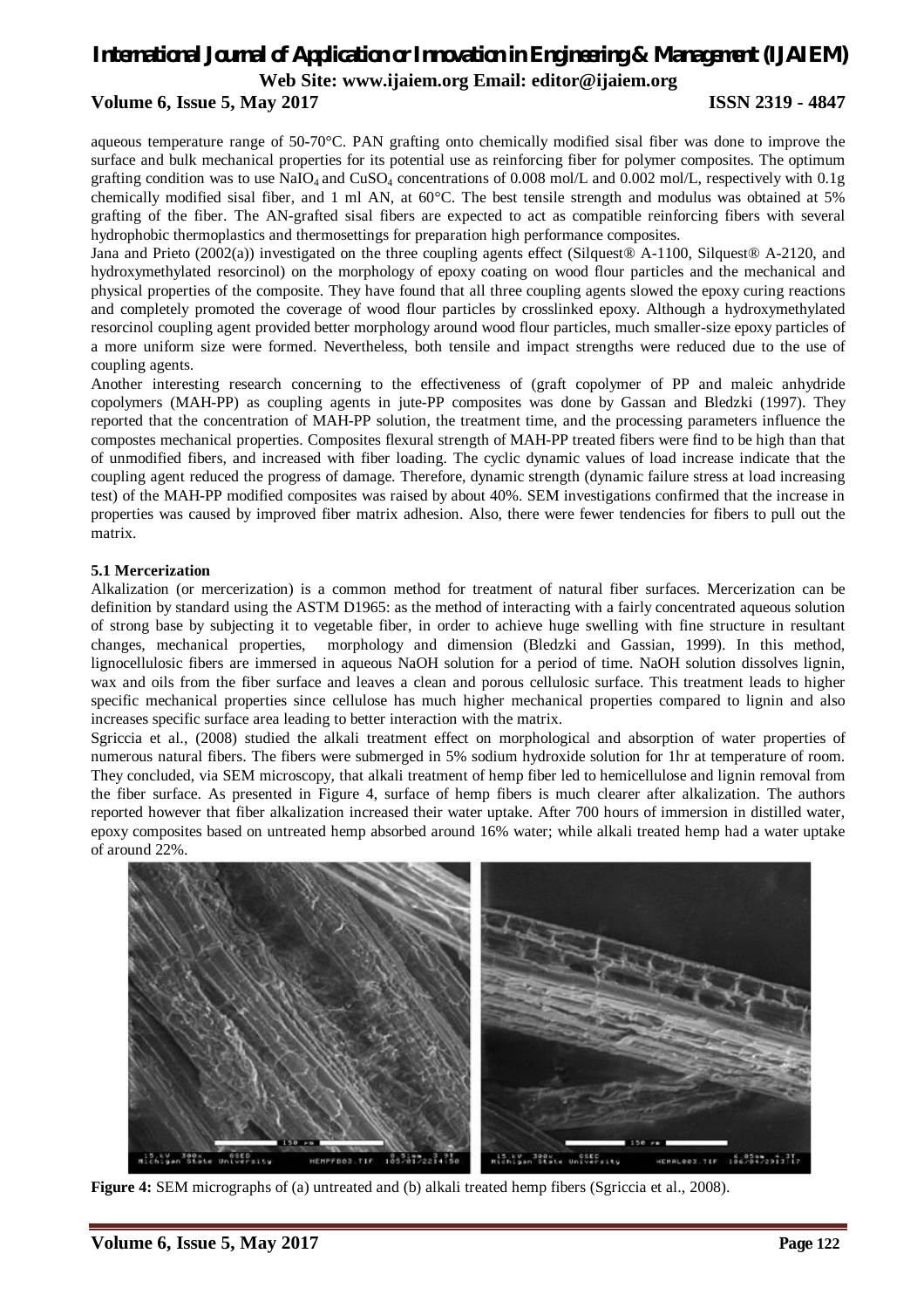aqueous temperature range of 50-70°C. PAN grafting onto chemically modified sisal fiber was done to improve the surface and bulk mechanical properties for its potential use as reinforcing fiber for polymer composites. The optimum grafting condition was to use $NaIO_4$ and $CuSO_4$ concentrations of 0.008 mol/L and 0.002 mol/L, respectively with 0.1g chemically modified sisal fiber, and 1 ml AN, at 60°C. The best tensile strength and modulus was obtained at 5% grafting of the fiber. The AN-grafted sisal fibers are expected to act as compatible reinforcing fibers with several hydrophobic thermoplastics and thermosettings for preparation high performance composites.

Jana and Prieto (2002(a)) investigated on the three coupling agents effect (Silquest® A-1100, Silquest® A-2120, and hydroxymethylated resorcinol) on the morphology of epoxy coating on wood flour particles and the mechanical and physical properties of the composite. They have found that all three coupling agents slowed the epoxy curing reactions and completely promoted the coverage of wood flour particles by crosslinked epoxy. Although a hydroxymethylated resorcinol coupling agent provided better morphology around wood flour particles, much smaller-size epoxy particles of a more uniform size were formed. Nevertheless, both tensile and impact strengths were reduced due to the use of coupling agents.

Another interesting research concerning to the effectiveness of (graft copolymer of PP and maleic anhydride copolymers (MAH-PP) as coupling agents in jute-PP composites was done by Gassan and Bledzki (1997). They reported that the concentration of MAH-PP solution, the treatment time, and the processing parameters influence the compostes mechanical properties. Composites flexural strength of MAH-PP treated fibers were find to be high than that of unmodified fibers, and increased with fiber loading. The cyclic dynamic values of load increase indicate that the coupling agent reduced the progress of damage. Therefore, dynamic strength (dynamic failure stress at load increasing test) of the MAH-PP modified composites was raised by about 40%. SEM investigations confirmed that the increase in properties was caused by improved fiber matrix adhesion. Also, there were fewer tendencies for fibers to pull out the matrix.

**5.1 Mercerization**

Alkalization (or mercerization) is a common method for treatment of natural fiber surfaces. Mercerization can be definition by standard using the ASTM D1965: as the method of interacting with a fairly concentrated aqueous solution of strong base by subjecting it to vegetable fiber, in order to achieve huge swelling with fine structure in resultant changes, mechanical properties, morphology and dimension (Bledzki and Gassian, 1999). In this method, lignocellulosic fibers are immersed in aqueous NaOH solution for a period of time. NaOH solution dissolves lignin, wax and oils from the fiber surface and leaves a clean and porous cellulosic surface. This treatment leads to higher specific mechanical properties since cellulose has much higher mechanical properties compared to lignin and also increases specific surface area leading to better interaction with the matrix.

Sgriccia et al., (2008) studied the alkali treatment effect on morphological and absorption of water properties of numerous natural fibers. The fibers were submerged in 5% sodium hydroxide solution for 1hr at temperature of room. They concluded, via SEM microscopy, that alkali treatment of hemp fiber led to hemicellulose and lignin removal from the fiber surface. As presented in Figure 4, surface of hemp fibers is much clearer after alkalization. The authors reported however that fiber alkalization increased their water uptake. After 700 hours of immersion in distilled water, epoxy composites based on untreated hemp absorbed around 16% water; while alkali treated hemp had a water uptake of around 22%.

**Figure 4:** SEM micrographs of (a) untreated and (b) alkali treated hemp fibers (Sgriccia et al., 2008).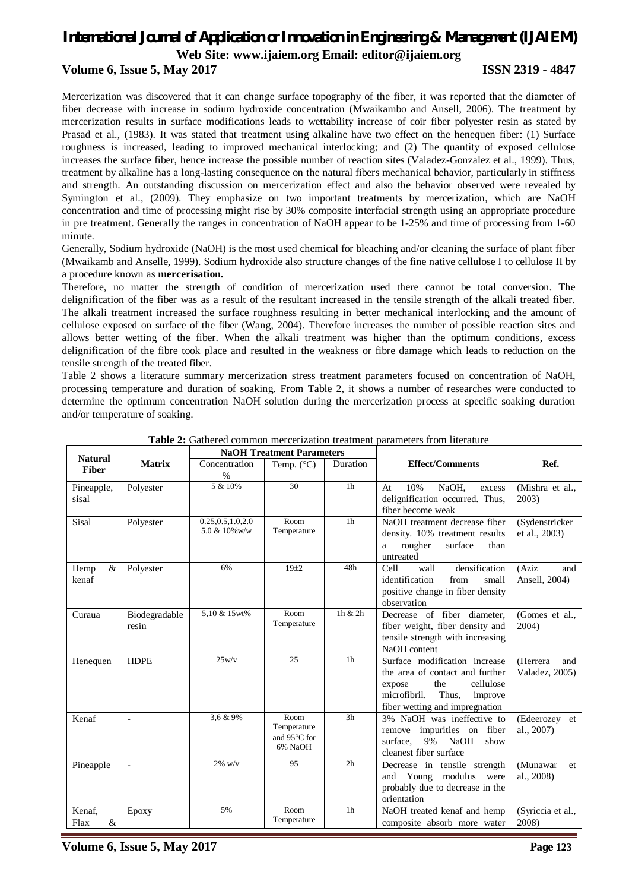Mercerization was discovered that it can change surface topography of the fiber, it was reported that the diameter of fiber decrease with increase in sodium hydroxide concentration (Mwaikambo and Ansell, 2006). The treatment by mercerization results in surface modifications leads to wettability increase of coir fiber polyester resin as stated by Prasad et al., (1983). It was stated that treatment using alkaline have two effect on the henequen fiber: (1) Surface roughness is increased, leading to improved mechanical interlocking; and (2) The quantity of exposed cellulose increases the surface fiber, hence increase the possible number of reaction sites (Valadez-Gonzalez et al., 1999). Thus, treatment by alkaline has a long-lasting consequence on the natural fibers mechanical behavior, particularly in stiffness and strength. An outstanding discussion on mercerization effect and also the behavior observed were revealed by Symington et al., (2009). They emphasize on two important treatments by mercerization, which are NaOH concentration and time of processing might rise by 30% composite interfacial strength using an appropriate procedure in pre treatment. Generally the ranges in concentration of NaOH appear to be 1-25% and time of processing from 1-60 minute.

Generally, Sodium hydroxide (NaOH) is the most used chemical for bleaching and/or cleaning the surface of plant fiber (Mwaikamb and Anselle, 1999). Sodium hydroxide also structure changes of the fine native cellulose I to cellulose II by a procedure known as **mercerisation.**

Therefore, no matter the strength of condition of mercerization used there cannot be total conversion. The delignification of the fiber was as a result of the resultant increased in the tensile strength of the alkali treated fiber. The alkali treatment increased the surface roughness resulting in better mechanical interlocking and the amount of cellulose exposed on surface of the fiber (Wang, 2004). Therefore increases the number of possible reaction sites and allows better wetting of the fiber. When the alkali treatment was higher than the optimum conditions, excess delignification of the fibre took place and resulted in the weakness or fibre damage which leads to reduction on the tensile strength of the treated fiber.

Table 2 shows a literature summary mercerization stress treatment parameters focused on concentration of NaOH, processing temperature and duration of soaking. From Table 2, it shows a number of researches were conducted to determine the optimum concentration NaOH solution during the mercerization process at specific soaking duration and/or temperature of soaking.

**Table 2:** Gathered common mercerization treatment parameters from literature

| Natural Fiber | Matrix | NaOH Treatment Parameters | | | Effect/Comments | Ref. |
|---|---|---|---|---|---|---|
| | | Concentration % | Temp. (°C) | Duration | | |
| Pineapple, sisal | Polyester | 5 & 10% | 30 | 1h | At 10% NaOH, excess delignification occurred. Thus, fiber become weak | (Mishra et al., 2003) |
| Sisal | Polyester | 0.25,0.5,1.0,2.0 5.0 & 10%w/w | Room Temperature | 1h | NaOH treatment decrease fiber density. 10% treatment results a rougher surface than untreated | (Sydenstricker et al., 2003) |
| Hemp & kenaf | Polyester | 6% | 19±2 | 48h | Cell wall densification identification from small positive change in fiber density observation | (Aziz and Ansell, 2004) |
| Curaua | Biodegradable resin | 5,10 & 15wt% | Room Temperature | 1h & 2h | Decrease of fiber diameter, fiber weight, fiber density and tensile strength with increasing NaOH content | (Gomes et al., 2004) |
| Henequen | HDPE | 25w/v | 25 | 1h | Surface modification increase the area of contact and further expose the cellulose microfibril. Thus, improve fiber wetting and impregnation | (Herrera and Valadez, 2005) |
| Kenaf | - | 3,6 & 9% | Room Temperature and 95°C for 6% NaOH | 3h | 3% NaOH was ineffective to remove impurities on fiber surface, 9% NaOH show cleanest fiber surface | (Edeerozey et al., 2007) |
| Pineapple | - | 2% w/v | 95 | 2h | Decrease in tensile strength and Young modulus were probably due to decrease in the orientation | (Munawar et al., 2008) |
| Kenaf, Flax & | Epoxy | 5% | Room Temperature | 1h | NaOH treated kenaf and hemp composite absorb more water | (Syriccia et al., 2008) |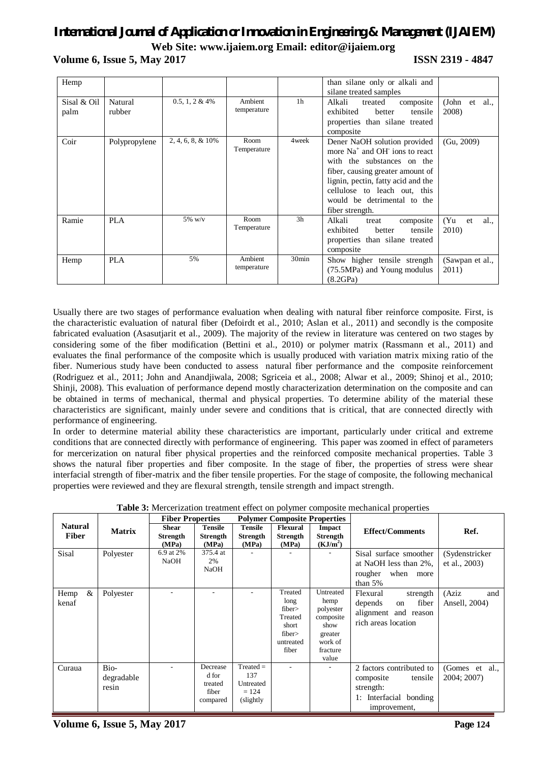| Hemp | | | | | than silane only or alkali and silane treated samples | |
|---|---|---|---|---|---|---|
| Sisal & Oil palm | Natural rubber | 0.5, 1, 2 & 4% | Ambient temperature | 1h | Alkali treated composite exhibited better tensile properties than silane treated composite | (John et al., 2008) |
| Coir | Polypropylene | 2, 4, 6, 8, & 10% | Room Temperature | 4week | Dener NaOH solution provided more $Na^+$ and $OH^-$ ions to react with the substances on the fiber, causing greater amount of lignin, pectin, fatty acid and the cellulose to leach out, this would be detrimental to the fiber strength. | (Gu, 2009) |
| Ramie | PLA | 5% w/v | Room Temperature | 3h | Alkali treat composite exhibited better tensile properties than silane treated composite | (Yu et al., 2010) |
| Hemp | PLA | 5% | Ambient temperature | 30min | Show higher tensile strength (75.5MPa) and Young modulus (8.2GPa) | (Sawpan et al., 2011) |

Usually there are two stages of performance evaluation when dealing with natural fiber reinforce composite. First, is the characteristic evaluation of natural fiber (Defoirdt et al., 2010; Aslan et al., 2011) and secondly is the composite fabricated evaluation (Asasutjarit et al., 2009). The majority of the review in literature was centered on two stages by considering some of the fiber modification (Bettini et al., 2010) or polymer matrix (Rassmann et al., 2011) and evaluates the final performance of the composite which is usually produced with variation matrix mixing ratio of the fiber. Numerious study have been conducted to assess natural fiber performance and the composite reinforcement (Rodriguez et al., 2011; John and Anandjiwala, 2008; Sgriceia et al., 2008; Alwar et al., 2009; Shinoj et al., 2010; Shinji, 2008). This evaluation of performance depend mostly characterization determination on the composite and can be obtained in terms of mechanical, thermal and physical properties. To determine ability of the material these characteristics are significant, mainly under severe and conditions that is critical, that are connected directly with performance of engineering.

In order to determine material ability these characteristics are important, particularly under critical and extreme conditions that are connected directly with performance of engineering. This paper was zoomed in effect of parameters for mercerization on natural fiber physical properties and the reinforced composite mechanical properties. Table 3 shows the natural fiber properties and fiber composite. In the stage of fiber, the properties of stress were shear interfacial strength of fiber-matrix and the fiber tensile properties. For the stage of composite, the following mechanical properties were reviewed and they are flexural strength, tensile strength and impact strength.

**Table 3:** Mercerization treatment effect on polymer composite mechanical properties

| Natural Fiber | Matrix | Fiber Properties | | Polymer Composite Properties | | | Effect/Comments | Ref. |
|---|---|---|---|---|---|---|---|---|
| | | Shear Strength (MPa) | Tensile Strength (MPa) | Tensile Strength (MPa) | Flexural Strength (MPa) | Impact Strength ($KJ/m^2$) | | |
| Sisal | Polyester | 6.9 at 2% NaOH | 375.4 at 2% NaOH | - | - | - | Sisal surface smoother at NaOH less than 2%, rougher when more than 5% | (Sydenstricker et al., 2003) |
| Hemp & kenaf | Polyester | - | - | - | Treated long fiber> Treated short fiber> untreated fiber | Untreated hemp polyester composite show greater work of fracture value | Flexural strength depends on fiber alignment and reason rich areas location | (Aziz and Ansell, 2004) |
| Curaua | Bio-degradable resin | - | Decrease d for treated fiber compared | Treated = 137 Untreated = 124 (slightly | - | - | 2 factors contributed to composite tensile strength: 1: Interfacial bonding improvement, | (Gomes et al., 2004; 2007) |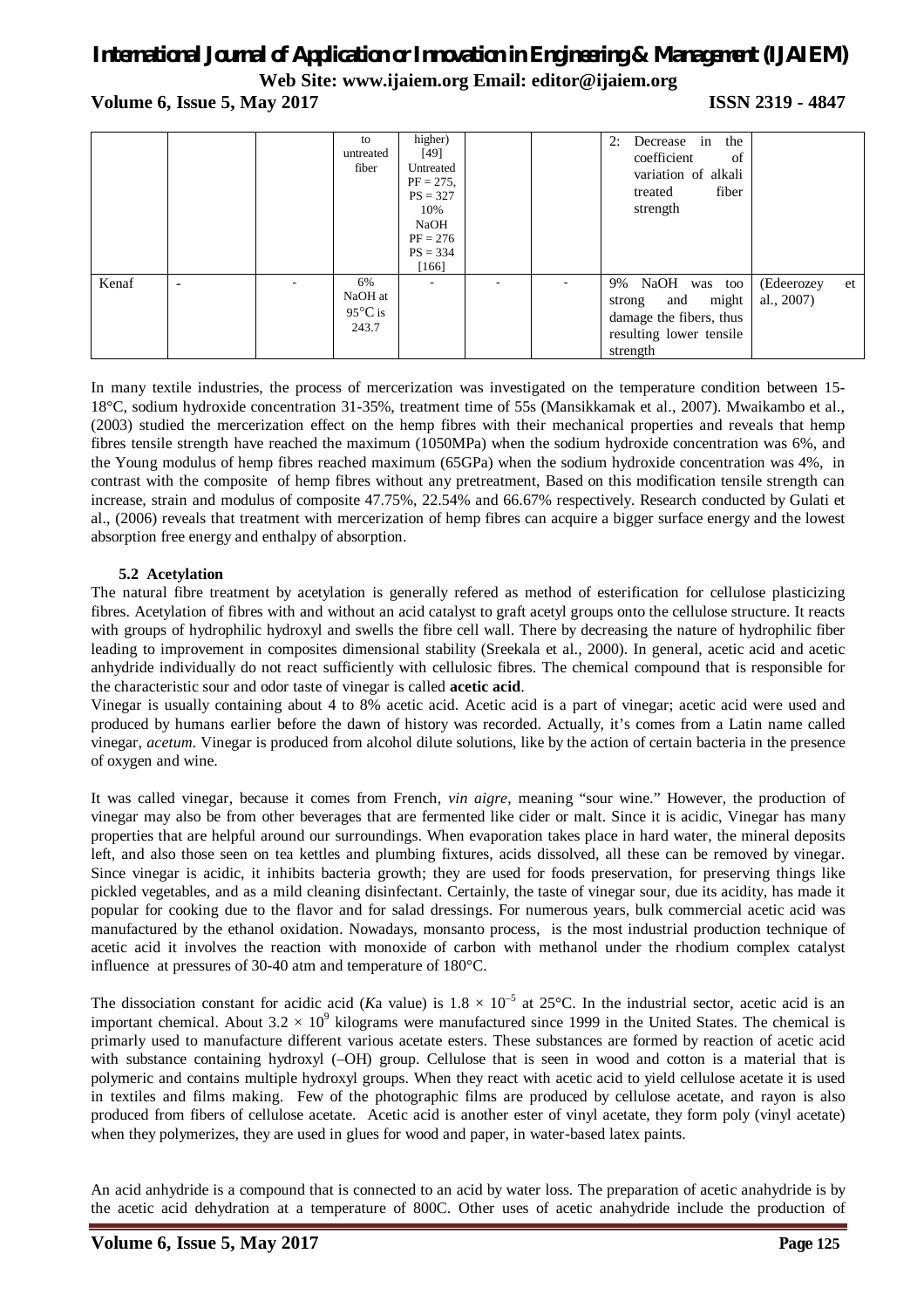|  |  |  | to untreated fiber | higher) [49] Untreated PF = 275, PS = 327 10% NaOH PF = 276 PS = 334 [166] |  |  | 2: Decrease in the coefficient of variation of alkali treated fiber strength |  |
|---|---|---|---|---|---|---|---|---|
| Kenaf | - | - | 6% NaOH at 95°C is 243.7 | - | - | - | 9% NaOH was too strong and might damage the fibers, thus resulting lower tensile strength | (Edeerozey et al., 2007) |

In many textile industries, the process of mercerization was investigated on the temperature condition between 15-18°C, sodium hydroxide concentration 31-35%, treatment time of 55s (Mansikkamak et al., 2007). Mwaikambo et al., (2003) studied the mercerization effect on the hemp fibres with their mechanical properties and reveals that hemp fibres tensile strength have reached the maximum (1050MPa) when the sodium hydroxide concentration was 6%, and the Young modulus of hemp fibres reached maximum (65GPa) when the sodium hydroxide concentration was 4%, in contrast with the composite of hemp fibres without any pretreatment, Based on this modification tensile strength can increase, strain and modulus of composite 47.75%, 22.54% and 66.67% respectively. Research conducted by Gulati et al., (2006) reveals that treatment with mercerization of hemp fibres can acquire a bigger surface energy and the lowest absorption free energy and enthalpy of absorption.

### 5.2 Acetylation

The natural fibre treatment by acetylation is generally refered as method of esterification for cellulose plasticizing fibres. Acetylation of fibres with and without an acid catalyst to graft acetyl groups onto the cellulose structure. It reacts with groups of hydrophilic hydroxyl and swells the fibre cell wall. There by decreasing the nature of hydrophilic fiber leading to improvement in composites dimensional stability (Sreekala et al., 2000). In general, acetic acid and acetic anhydride individually do not react sufficiently with cellulosic fibres. The chemical compound that is responsible for the characteristic sour and odor taste of vinegar is called **acetic acid**.

Vinegar is usually containing about 4 to 8% acetic acid. Acetic acid is a part of vinegar; acetic acid were used and produced by humans earlier before the dawn of history was recorded. Actually, it's comes from a Latin name called vinegar, *acetum.* Vinegar is produced from alcohol dilute solutions, like by the action of certain bacteria in the presence of oxygen and wine.

It was called vinegar, because it comes from French, *vin aigre*, meaning "sour wine." However, the production of vinegar may also be from other beverages that are fermented like cider or malt. Since it is acidic, Vinegar has many properties that are helpful around our surroundings. When evaporation takes place in hard water, the mineral deposits left, and also those seen on tea kettles and plumbing fixtures, acids dissolved, all these can be removed by vinegar. Since vinegar is acidic, it inhibits bacteria growth; they are used for foods preservation, for preserving things like pickled vegetables, and as a mild cleaning disinfectant. Certainly, the taste of vinegar sour, due its acidity, has made it popular for cooking due to the flavor and for salad dressings. For numerous years, bulk commercial acetic acid was manufactured by the ethanol oxidation. Nowadays, monsanto process, is the most industrial production technique of acetic acid it involves the reaction with monoxide of carbon with methanol under the rhodium complex catalyst influence at pressures of 30-40 atm and temperature of 180°C.

The dissociation constant for acidic acid (*K*a value) is $1.8 \times 10^{-5}$ at 25°C. In the industrial sector, acetic acid is an important chemical. About $3.2 \times 10^{9}$ kilograms were manufactured since 1999 in the United States. The chemical is primarily used to manufacture different various acetate esters. These substances are formed by reaction of acetic acid with substance containing hydroxyl (–OH) group. Cellulose that is seen in wood and cotton is a material that is polymeric and contains multiple hydroxyl groups. When they react with acetic acid to yield cellulose acetate it is used in textiles and films making. Few of the photographic films are produced by cellulose acetate, and rayon is also produced from fibers of cellulose acetate. Acetic acid is another ester of vinyl acetate, they form poly (vinyl acetate) when they polymerizes, they are used in glues for wood and paper, in water-based latex paints.

An acid anhydride is a compound that is connected to an acid by water loss. The preparation of acetic anahydride is by the acetic acid dehydration at a temperature of 800C. Other uses of acetic anahydride include the production of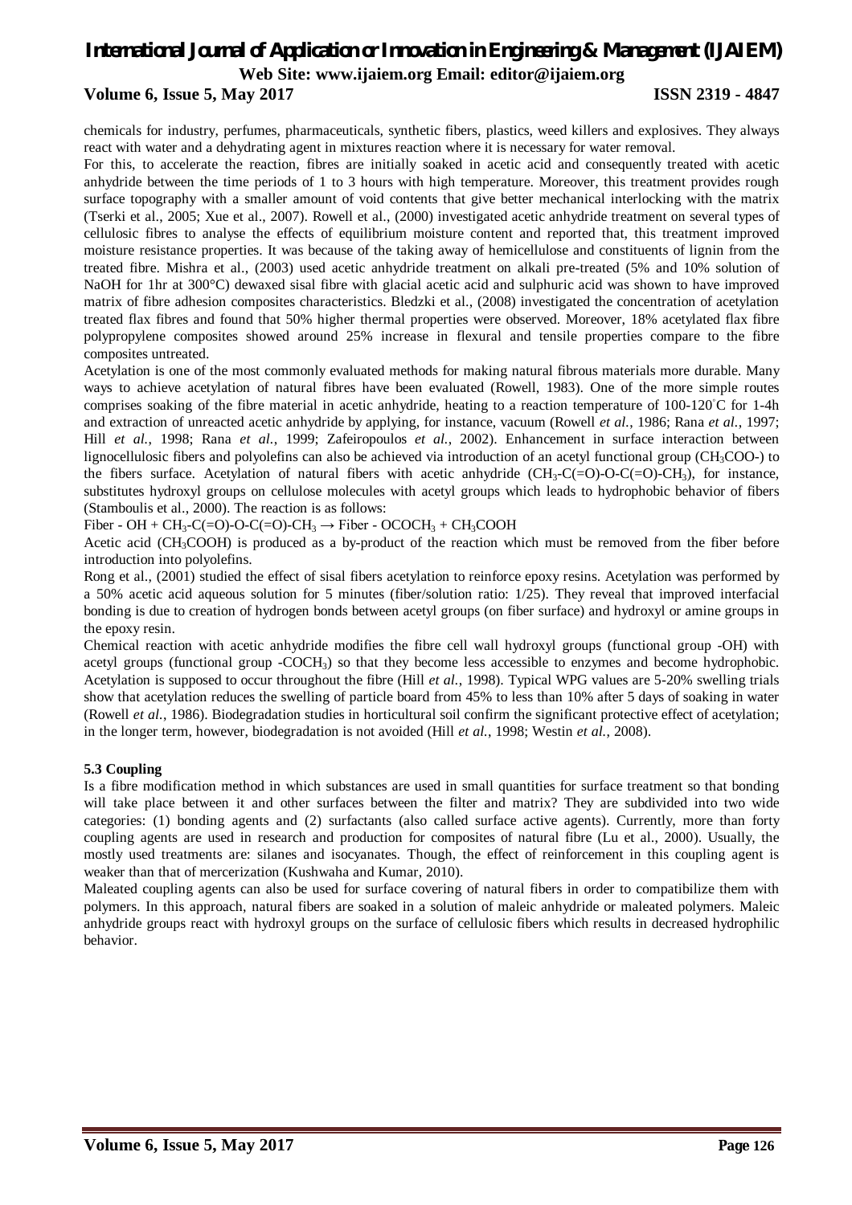chemicals for industry, perfumes, pharmaceuticals, synthetic fibers, plastics, weed killers and explosives. They always react with water and a dehydrating agent in mixtures reaction where it is necessary for water removal.

For this, to accelerate the reaction, fibres are initially soaked in acetic acid and consequently treated with acetic anhydride between the time periods of 1 to 3 hours with high temperature. Moreover, this treatment provides rough surface topography with a smaller amount of void contents that give better mechanical interlocking with the matrix (Tserki et al., 2005; Xue et al., 2007). Rowell et al., (2000) investigated acetic anhydride treatment on several types of cellulosic fibres to analyse the effects of equilibrium moisture content and reported that, this treatment improved moisture resistance properties. It was because of the taking away of hemicellulose and constituents of lignin from the treated fibre. Mishra et al., (2003) used acetic anhydride treatment on alkali pre-treated (5% and 10% solution of NaOH for 1hr at 300°C) dewaxed sisal fibre with glacial acetic acid and sulphuric acid was shown to have improved matrix of fibre adhesion composites characteristics. Bledzki et al., (2008) investigated the concentration of acetylation treated flax fibres and found that 50% higher thermal properties were observed. Moreover, 18% acetylated flax fibre polypropylene composites showed around 25% increase in flexural and tensile properties compare to the fibre composites untreated.

Acetylation is one of the most commonly evaluated methods for making natural fibrous materials more durable. Many ways to achieve acetylation of natural fibres have been evaluated (Rowell, 1983). One of the more simple routes comprises soaking of the fibre material in acetic anhydride, heating to a reaction temperature of 100-120°C for 1-4h and extraction of unreacted acetic anhydride by applying, for instance, vacuum (Rowell *et al.*, 1986; Rana *et al.*, 1997; Hill *et al.*, 1998; Rana *et al.*, 1999; Zafeiropoulos *et al.*, 2002). Enhancement in surface interaction between lignocellulosic fibers and polyolefins can also be achieved via introduction of an acetyl functional group ($CH_3COO$-) to the fibers surface. Acetylation of natural fibers with acetic anhydride ($CH_3$-C(=O)-O-C(=O)-$CH_3$), for instance, substitutes hydroxyl groups on cellulose molecules with acetyl groups which leads to hydrophobic behavior of fibers (Stamboulis et al., 2000). The reaction is as follows:

Fiber - OH + $CH_3$-C(=O)-O-C(=O)-$CH_3$ → Fiber - $OCOCH_3$ + $CH_3COOH$

Acetic acid ($CH_3COOH$) is produced as a by-product of the reaction which must be removed from the fiber before introduction into polyolefins.

Rong et al., (2001) studied the effect of sisal fibers acetylation to reinforce epoxy resins. Acetylation was performed by a 50% acetic acid aqueous solution for 5 minutes (fiber/solution ratio: 1/25). They reveal that improved interfacial bonding is due to creation of hydrogen bonds between acetyl groups (on fiber surface) and hydroxyl or amine groups in the epoxy resin.

Chemical reaction with acetic anhydride modifies the fibre cell wall hydroxyl groups (functional group -OH) with acetyl groups (functional group -$COCH_3$) so that they become less accessible to enzymes and become hydrophobic. Acetylation is supposed to occur throughout the fibre (Hill *et al.*, 1998). Typical WPG values are 5-20% swelling trials show that acetylation reduces the swelling of particle board from 45% to less than 10% after 5 days of soaking in water (Rowell *et al.*, 1986). Biodegradation studies in horticultural soil confirm the significant protective effect of acetylation; in the longer term, however, biodegradation is not avoided (Hill *et al.*, 1998; Westin *et al.*, 2008).

**5.3 Coupling**

Is a fibre modification method in which substances are used in small quantities for surface treatment so that bonding will take place between it and other surfaces between the filter and matrix? They are subdivided into two wide categories: (1) bonding agents and (2) surfactants (also called surface active agents). Currently, more than forty coupling agents are used in research and production for composites of natural fibre (Lu et al., 2000). Usually, the mostly used treatments are: silanes and isocyanates. Though, the effect of reinforcement in this coupling agent is weaker than that of mercerization (Kushwaha and Kumar, 2010).

Maleated coupling agents can also be used for surface covering of natural fibers in order to compatibilize them with polymers. In this approach, natural fibers are soaked in a solution of maleic anhydride or maleated polymers. Maleic anhydride groups react with hydroxyl groups on the surface of cellulosic fibers which results in decreased hydrophilic behavior.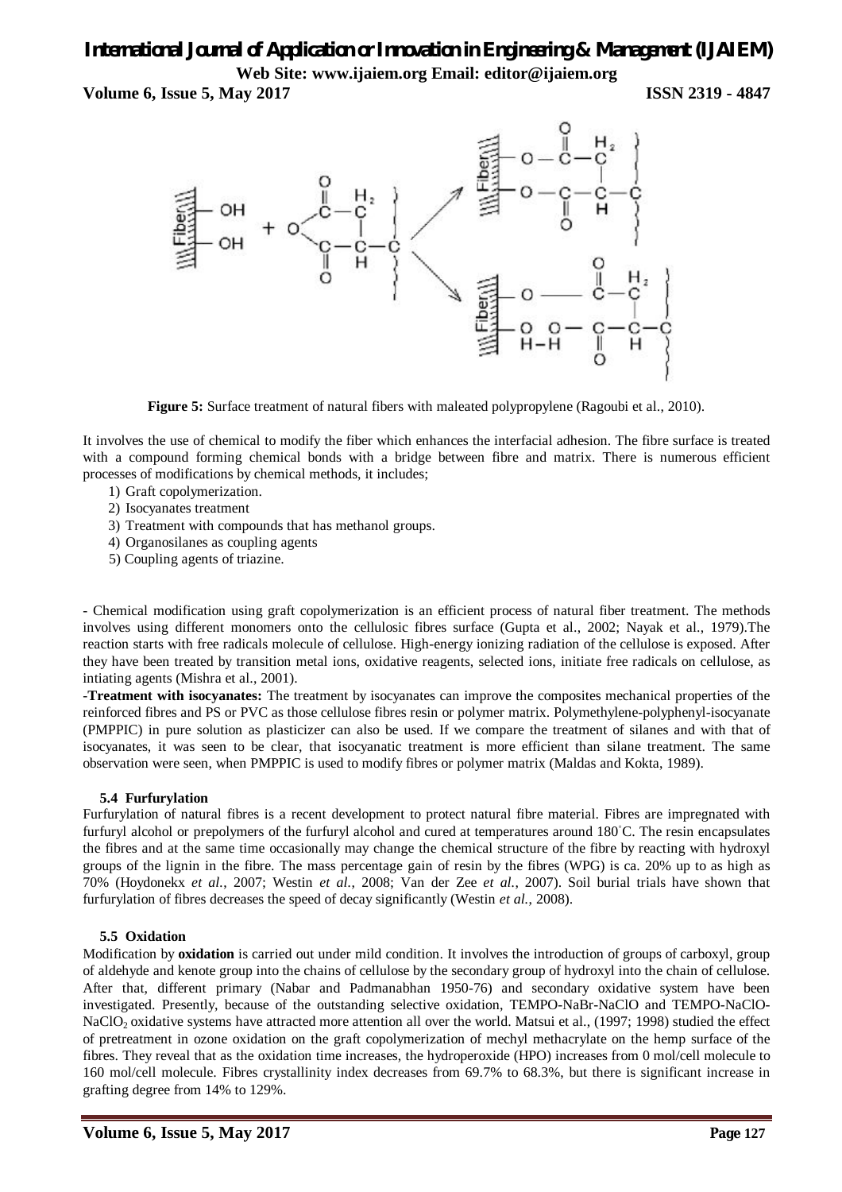**Figure 5:** Surface treatment of natural fibers with maleated polypropylene (Ragoubi et al., 2010).

It involves the use of chemical to modify the fiber which enhances the interfacial adhesion. The fibre surface is treated with a compound forming chemical bonds with a bridge between fibre and matrix. There is numerous efficient processes of modifications by chemical methods, it includes;

1) Graft copolymerization.
2) Isocyanates treatment
3) Treatment with compounds that has methanol groups.
4) Organosilanes as coupling agents
5) Coupling agents of triazine.

- Chemical modification using graft copolymerization is an efficient process of natural fiber treatment. The methods involves using different monomers onto the cellulosic fibres surface (Gupta et al., 2002; Nayak et al., 1979).The reaction starts with free radicals molecule of cellulose. High-energy ionizing radiation of the cellulose is exposed. After they have been treated by transition metal ions, oxidative reagents, selected ions, initiate free radicals on cellulose, as intiating agents (Mishra et al., 2001).

-**Treatment with isocyanates:** The treatment by isocyanates can improve the composites mechanical properties of the reinforced fibres and PS or PVC as those cellulose fibres resin or polymer matrix. Polymethylene-polyphenyl-isocyanate (PMPPIC) in pure solution as plasticizer can also be used. If we compare the treatment of silanes and with that of isocyanates, it was seen to be clear, that isocyanatic treatment is more efficient than silane treatment. The same observation were seen, when PMPPIC is used to modify fibres or polymer matrix (Maldas and Kokta, 1989).

### 5.4 Furfurylation

Furfurylation of natural fibres is a recent development to protect natural fibre material. Fibres are impregnated with furfuryl alcohol or prepolymers of the furfuryl alcohol and cured at temperatures around 180°C. The resin encapsulates the fibres and at the same time occasionally may change the chemical structure of the fibre by reacting with hydroxyl groups of the lignin in the fibre. The mass percentage gain of resin by the fibres (WPG) is ca. 20% up to as high as 70% (Hoydonekx *et al.*, 2007; Westin *et al.*, 2008; Van der Zee *et al.*, 2007). Soil burial trials have shown that furfurylation of fibres decreases the speed of decay significantly (Westin *et al.*, 2008).

### 5.5 Oxidation

Modification by **oxidation** is carried out under mild condition. It involves the introduction of groups of carboxyl, group of aldehyde and kenote group into the chains of cellulose by the secondary group of hydroxyl into the chain of cellulose. After that, different primary (Nabar and Padmanabhan 1950-76) and secondary oxidative system have been investigated. Presently, because of the outstanding selective oxidation, TEMPO-NaBr-NaClO and TEMPO-NaClO-$NaClO_2$ oxidative systems have attracted more attention all over the world. Matsui et al., (1997; 1998) studied the effect of pretreatment in ozone oxidation on the graft copolymerization of mechyl methacrylate on the hemp surface of the fibres. They reveal that as the oxidation time increases, the hydroperoxide (HPO) increases from 0 mol/cell molecule to 160 mol/cell molecule. Fibres crystallinity index decreases from 69.7% to 68.3%, but there is significant increase in grafting degree from 14% to 129%.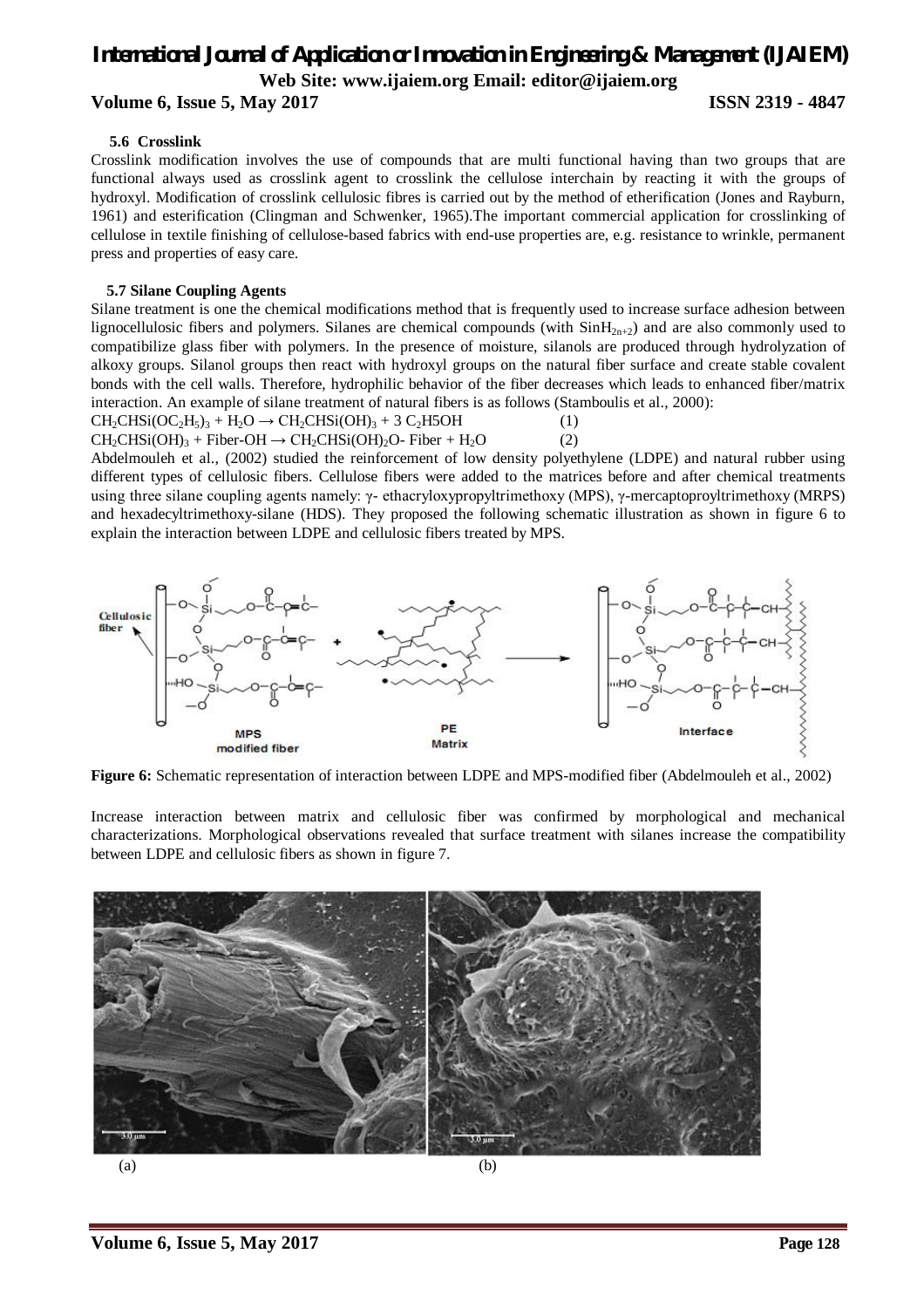### 5.6 Crosslink

Crosslink modification involves the use of compounds that are multi functional having than two groups that are functional always used as crosslink agent to crosslink the cellulose interchain by reacting it with the groups of hydroxyl. Modification of crosslink cellulosic fibres is carried out by the method of etherification (Jones and Rayburn, 1961) and esterification (Clingman and Schwenker, 1965).The important commercial application for crosslinking of cellulose in textile finishing of cellulose-based fabrics with end-use properties are, e.g. resistance to wrinkle, permanent press and properties of easy care.

### 5.7 Silane Coupling Agents

Silane treatment is one the chemical modifications method that is frequently used to increase surface adhesion between lignocellulosic fibers and polymers. Silanes are chemical compounds (with $SinH_{2n+2}$) and are also commonly used to compatibilize glass fiber with polymers. In the presence of moisture, silanols are produced through hydrolyzation of alkoxy groups. Silanol groups then react with hydroxyl groups on the natural fiber surface and create stable covalent bonds with the cell walls. Therefore, hydrophilic behavior of the fiber decreases which leads to enhanced fiber/matrix interaction. An example of silane treatment of natural fibers is as follows (Stamboulis et al., 2000):

$CH_2CHSi(OC_2H_5)_3 + H_2O \rightarrow CH_2CHSi(OH)_3 + 3\ C_2H5OH$ (1)

$CH_2CHSi(OH)_3 + \text{Fiber-OH} \rightarrow CH_2CHSi(OH)_2O\text{- Fiber} + H_2O$ (2)

Abdelmouleh et al., (2002) studied the reinforcement of low density polyethylene (LDPE) and natural rubber using different types of cellulosic fibers. Cellulose fibers were added to the matrices before and after chemical treatments using three silane coupling agents namely: γ- ethacryloxypropyltrimethoxy (MPS), γ-mercaptoproyltrimethoxy (MRPS) and hexadecyltrimethoxy-silane (HDS). They proposed the following schematic illustration as shown in figure 6 to explain the interaction between LDPE and cellulosic fibers treated by MPS.

**Figure 6:** Schematic representation of interaction between LDPE and MPS-modified fiber (Abdelmouleh et al., 2002)

Increase interaction between matrix and cellulosic fiber was confirmed by morphological and mechanical characterizations. Morphological observations revealed that surface treatment with silanes increase the compatibility between LDPE and cellulosic fibers as shown in figure 7.

(a) (b)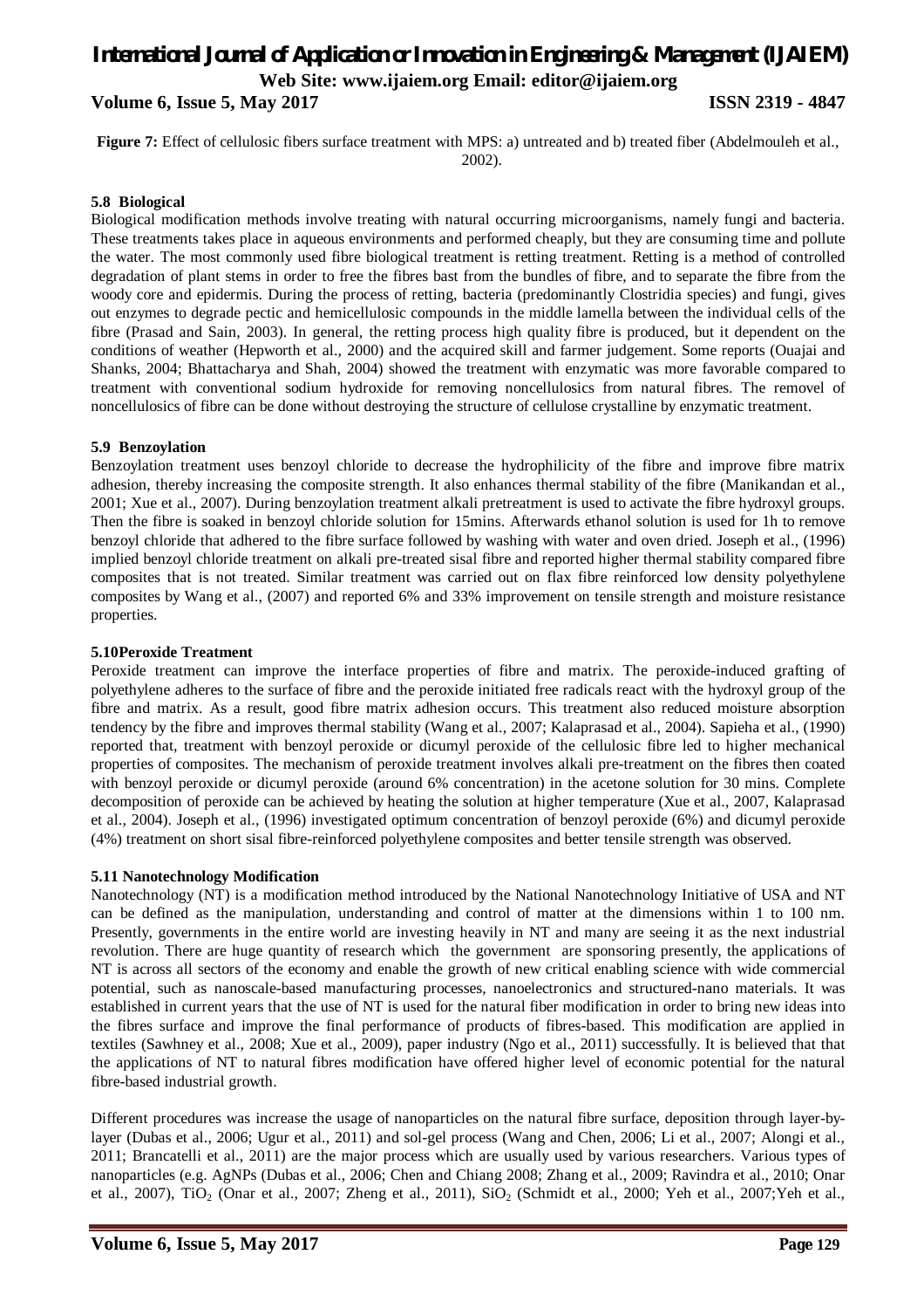**Figure 7:** Effect of cellulosic fibers surface treatment with MPS: a) untreated and b) treated fiber (Abdelmouleh et al., 2002).

### 5.8 Biological

Biological modification methods involve treating with natural occurring microorganisms, namely fungi and bacteria. These treatments takes place in aqueous environments and performed cheaply, but they are consuming time and pollute the water. The most commonly used fibre biological treatment is retting treatment. Retting is a method of controlled degradation of plant stems in order to free the fibres bast from the bundles of fibre, and to separate the fibre from the woody core and epidermis. During the process of retting, bacteria (predominantly Clostridia species) and fungi, gives out enzymes to degrade pectic and hemicellulosic compounds in the middle lamella between the individual cells of the fibre (Prasad and Sain, 2003). In general, the retting process high quality fibre is produced, but it dependent on the conditions of weather (Hepworth et al., 2000) and the acquired skill and farmer judgement. Some reports (Ouajai and Shanks, 2004; Bhattacharya and Shah, 2004) showed the treatment with enzymatic was more favorable compared to treatment with conventional sodium hydroxide for removing noncellulosics from natural fibres. The removel of noncellulosics of fibre can be done without destroying the structure of cellulose crystalline by enzymatic treatment.

### 5.9 Benzoylation

Benzoylation treatment uses benzoyl chloride to decrease the hydrophilicity of the fibre and improve fibre matrix adhesion, thereby increasing the composite strength. It also enhances thermal stability of the fibre (Manikandan et al., 2001; Xue et al., 2007). During benzoylation treatment alkali pretreatment is used to activate the fibre hydroxyl groups. Then the fibre is soaked in benzoyl chloride solution for 15mins. Afterwards ethanol solution is used for 1h to remove benzoyl chloride that adhered to the fibre surface followed by washing with water and oven dried. Joseph et al., (1996) implied benzoyl chloride treatment on alkali pre-treated sisal fibre and reported higher thermal stability compared fibre composites that is not treated. Similar treatment was carried out on flax fibre reinforced low density polyethylene composites by Wang et al., (2007) and reported 6% and 33% improvement on tensile strength and moisture resistance properties.

### 5.10Peroxide Treatment

Peroxide treatment can improve the interface properties of fibre and matrix. The peroxide-induced grafting of polyethylene adheres to the surface of fibre and the peroxide initiated free radicals react with the hydroxyl group of the fibre and matrix. As a result, good fibre matrix adhesion occurs. This treatment also reduced moisture absorption tendency by the fibre and improves thermal stability (Wang et al., 2007; Kalaprasad et al., 2004). Sapieha et al., (1990) reported that, treatment with benzoyl peroxide or dicumyl peroxide of the cellulosic fibre led to higher mechanical properties of composites. The mechanism of peroxide treatment involves alkali pre-treatment on the fibres then coated with benzoyl peroxide or dicumyl peroxide (around 6% concentration) in the acetone solution for 30 mins. Complete decomposition of peroxide can be achieved by heating the solution at higher temperature (Xue et al., 2007, Kalaprasad et al., 2004). Joseph et al., (1996) investigated optimum concentration of benzoyl peroxide (6%) and dicumyl peroxide (4%) treatment on short sisal fibre-reinforced polyethylene composites and better tensile strength was observed.

### 5.11 Nanotechnology Modification

Nanotechnology (NT) is a modification method introduced by the National Nanotechnology Initiative of USA and NT can be defined as the manipulation, understanding and control of matter at the dimensions within 1 to 100 nm. Presently, governments in the entire world are investing heavily in NT and many are seeing it as the next industrial revolution. There are huge quantity of research which the government are sponsoring presently, the applications of NT is across all sectors of the economy and enable the growth of new critical enabling science with wide commercial potential, such as nanoscale-based manufacturing processes, nanoelectronics and structured-nano materials. It was established in current years that the use of NT is used for the natural fiber modification in order to bring new ideas into the fibres surface and improve the final performance of products of fibres-based. This modification are applied in textiles (Sawhney et al., 2008; Xue et al., 2009), paper industry (Ngo et al., 2011) successfully. It is believed that that the applications of NT to natural fibres modification have offered higher level of economic potential for the natural fibre-based industrial growth.

Different procedures was increase the usage of nanoparticles on the natural fibre surface, deposition through layer-by-layer (Dubas et al., 2006; Ugur et al., 2011) and sol-gel process (Wang and Chen, 2006; Li et al., 2007; Alongi et al., 2011; Brancatelli et al., 2011) are the major process which are usually used by various researchers. Various types of nanoparticles (e.g. AgNPs (Dubas et al., 2006; Chen and Chiang 2008; Zhang et al., 2009; Ravindra et al., 2010; Onar et al., 2007), $TiO_2$ (Onar et al., 2007; Zheng et al., 2011), $SiO_2$ (Schmidt et al., 2000; Yeh et al., 2007;Yeh et al.,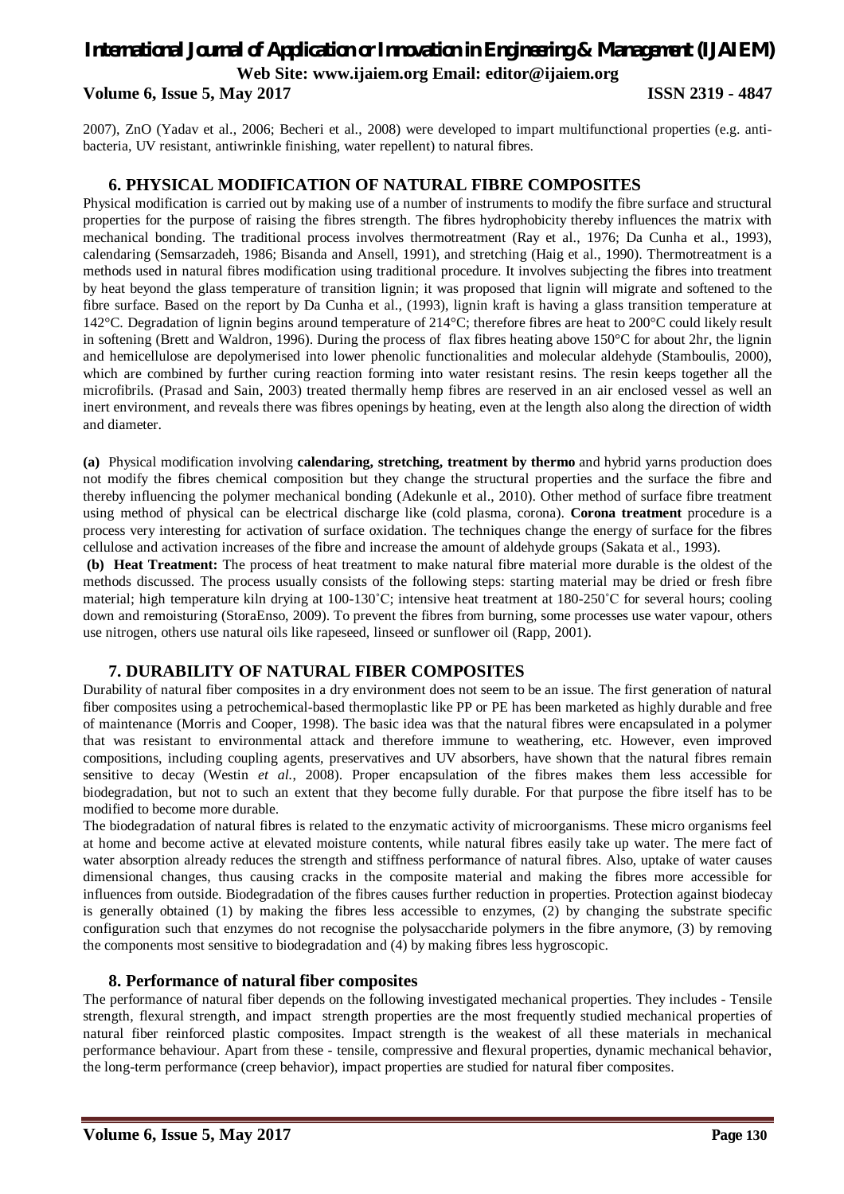2007), ZnO (Yadav et al., 2006; Becheri et al., 2008) were developed to impart multifunctional properties (e.g. anti-bacteria, UV resistant, antiwrinkle finishing, water repellent) to natural fibres.

## 6. PHYSICAL MODIFICATION OF NATURAL FIBRE COMPOSITES

Physical modification is carried out by making use of a number of instruments to modify the fibre surface and structural properties for the purpose of raising the fibres strength. The fibres hydrophobicity thereby influences the matrix with mechanical bonding. The traditional process involves thermotreatment (Ray et al., 1976; Da Cunha et al., 1993), calendaring (Semsarzadeh, 1986; Bisanda and Ansell, 1991), and stretching (Haig et al., 1990). Thermotreatment is a methods used in natural fibres modification using traditional procedure. It involves subjecting the fibres into treatment by heat beyond the glass temperature of transition lignin; it was proposed that lignin will migrate and softened to the fibre surface. Based on the report by Da Cunha et al., (1993), lignin kraft is having a glass transition temperature at 142°C. Degradation of lignin begins around temperature of 214°C; therefore fibres are heat to 200°C could likely result in softening (Brett and Waldron, 1996). During the process of flax fibres heating above 150°C for about 2hr, the lignin and hemicellulose are depolymerised into lower phenolic functionalities and molecular aldehyde (Stamboulis, 2000), which are combined by further curing reaction forming into water resistant resins. The resin keeps together all the microfibrils. (Prasad and Sain, 2003) treated thermally hemp fibres are reserved in an air enclosed vessel as well an inert environment, and reveals there was fibres openings by heating, even at the length also along the direction of width and diameter.

**(a)** Physical modification involving **calendaring, stretching, treatment by thermo** and hybrid yarns production does not modify the fibres chemical composition but they change the structural properties and the surface the fibre and thereby influencing the polymer mechanical bonding (Adekunle et al., 2010). Other method of surface fibre treatment using method of physical can be electrical discharge like (cold plasma, corona). **Corona treatment** procedure is a process very interesting for activation of surface oxidation. The techniques change the energy of surface for the fibres cellulose and activation increases of the fibre and increase the amount of aldehyde groups (Sakata et al., 1993).

**(b) Heat Treatment:** The process of heat treatment to make natural fibre material more durable is the oldest of the methods discussed. The process usually consists of the following steps: starting material may be dried or fresh fibre material; high temperature kiln drying at 100-130˚C; intensive heat treatment at 180-250˚C for several hours; cooling down and remoisturing (StoraEnso, 2009). To prevent the fibres from burning, some processes use water vapour, others use nitrogen, others use natural oils like rapeseed, linseed or sunflower oil (Rapp, 2001).

## 7. DURABILITY OF NATURAL FIBER COMPOSITES

Durability of natural fiber composites in a dry environment does not seem to be an issue. The first generation of natural fiber composites using a petrochemical-based thermoplastic like PP or PE has been marketed as highly durable and free of maintenance (Morris and Cooper, 1998). The basic idea was that the natural fibres were encapsulated in a polymer that was resistant to environmental attack and therefore immune to weathering, etc. However, even improved compositions, including coupling agents, preservatives and UV absorbers, have shown that the natural fibres remain sensitive to decay (Westin *et al.*, 2008). Proper encapsulation of the fibres makes them less accessible for biodegradation, but not to such an extent that they become fully durable. For that purpose the fibre itself has to be modified to become more durable.

The biodegradation of natural fibres is related to the enzymatic activity of microorganisms. These micro organisms feel at home and become active at elevated moisture contents, while natural fibres easily take up water. The mere fact of water absorption already reduces the strength and stiffness performance of natural fibres. Also, uptake of water causes dimensional changes, thus causing cracks in the composite material and making the fibres more accessible for influences from outside. Biodegradation of the fibres causes further reduction in properties. Protection against biodecay is generally obtained (1) by making the fibres less accessible to enzymes, (2) by changing the substrate specific configuration such that enzymes do not recognise the polysaccharide polymers in the fibre anymore, (3) by removing the components most sensitive to biodegradation and (4) by making fibres less hygroscopic.

## 8. Performance of natural fiber composites

The performance of natural fiber depends on the following investigated mechanical properties. They includes - Tensile strength, flexural strength, and impact strength properties are the most frequently studied mechanical properties of natural fiber reinforced plastic composites. Impact strength is the weakest of all these materials in mechanical performance behaviour. Apart from these - tensile, compressive and flexural properties, dynamic mechanical behavior, the long-term performance (creep behavior), impact properties are studied for natural fiber composites.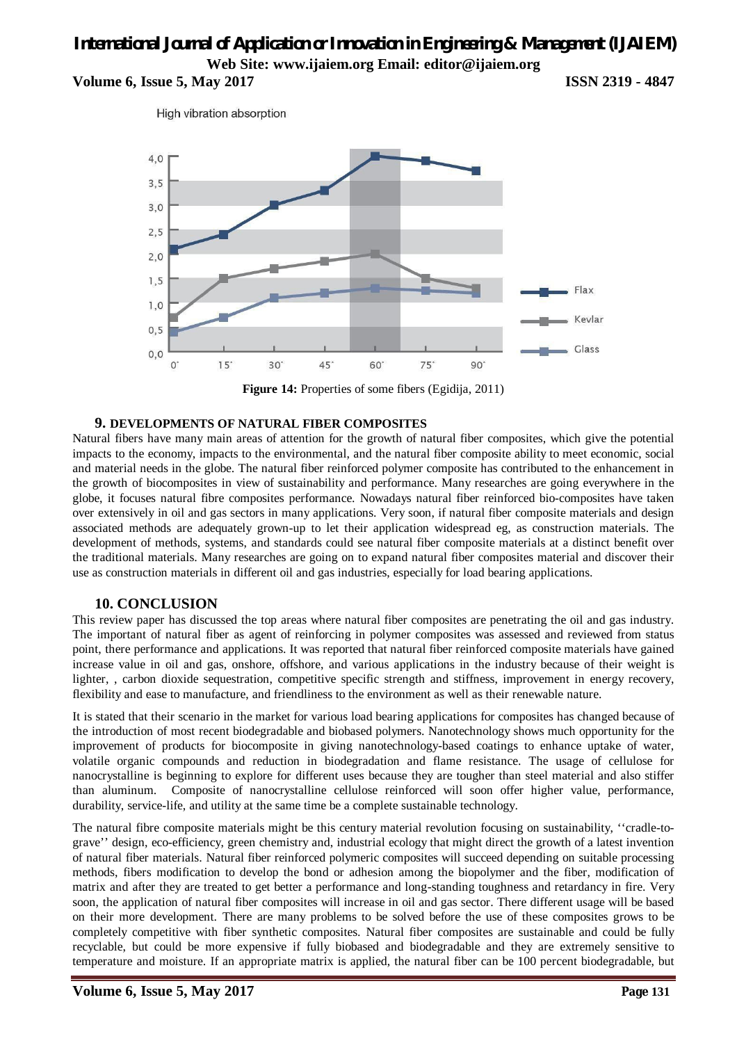High vibration absorption

**Figure 14:** Properties of some fibers (Egidija, 2011)

## 9. DEVELOPMENTS OF NATURAL FIBER COMPOSITES

Natural fibers have many main areas of attention for the growth of natural fiber composites, which give the potential impacts to the economy, impacts to the environmental, and the natural fiber composite ability to meet economic, social and material needs in the globe. The natural fiber reinforced polymer composite has contributed to the enhancement in the growth of biocomposites in view of sustainability and performance. Many researches are going everywhere in the globe, it focuses natural fibre composites performance. Nowadays natural fiber reinforced bio-composites have taken over extensively in oil and gas sectors in many applications. Very soon, if natural fiber composite materials and design associated methods are adequately grown-up to let their application widespread eg, as construction materials. The development of methods, systems, and standards could see natural fiber composite materials at a distinct benefit over the traditional materials. Many researches are going on to expand natural fiber composites material and discover their use as construction materials in different oil and gas industries, especially for load bearing applications.

## 10. CONCLUSION

This review paper has discussed the top areas where natural fiber composites are penetrating the oil and gas industry. The important of natural fiber as agent of reinforcing in polymer composites was assessed and reviewed from status point, there performance and applications. It was reported that natural fiber reinforced composite materials have gained increase value in oil and gas, onshore, offshore, and various applications in the industry because of their weight is lighter, , carbon dioxide sequestration, competitive specific strength and stiffness, improvement in energy recovery, flexibility and ease to manufacture, and friendliness to the environment as well as their renewable nature.

It is stated that their scenario in the market for various load bearing applications for composites has changed because of the introduction of most recent biodegradable and biobased polymers. Nanotechnology shows much opportunity for the improvement of products for biocomposite in giving nanotechnology-based coatings to enhance uptake of water, volatile organic compounds and reduction in biodegradation and flame resistance. The usage of cellulose for nanocrystalline is beginning to explore for different uses because they are tougher than steel material and also stiffer than aluminum. Composite of nanocrystalline cellulose reinforced will soon offer higher value, performance, durability, service-life, and utility at the same time be a complete sustainable technology.

The natural fibre composite materials might be this century material revolution focusing on sustainability, ''cradle-to-grave'' design, eco-efficiency, green chemistry and, industrial ecology that might direct the growth of a latest invention of natural fiber materials. Natural fiber reinforced polymeric composites will succeed depending on suitable processing methods, fibers modification to develop the bond or adhesion among the biopolymer and the fiber, modification of matrix and after they are treated to get better a performance and long-standing toughness and retardancy in fire. Very soon, the application of natural fiber composites will increase in oil and gas sector. There different usage will be based on their more development. There are many problems to be solved before the use of these composites grows to be completely competitive with fiber synthetic composites. Natural fiber composites are sustainable and could be fully recyclable, but could be more expensive if fully biobased and biodegradable and they are extremely sensitive to temperature and moisture. If an appropriate matrix is applied, the natural fiber can be 100 percent biodegradable, but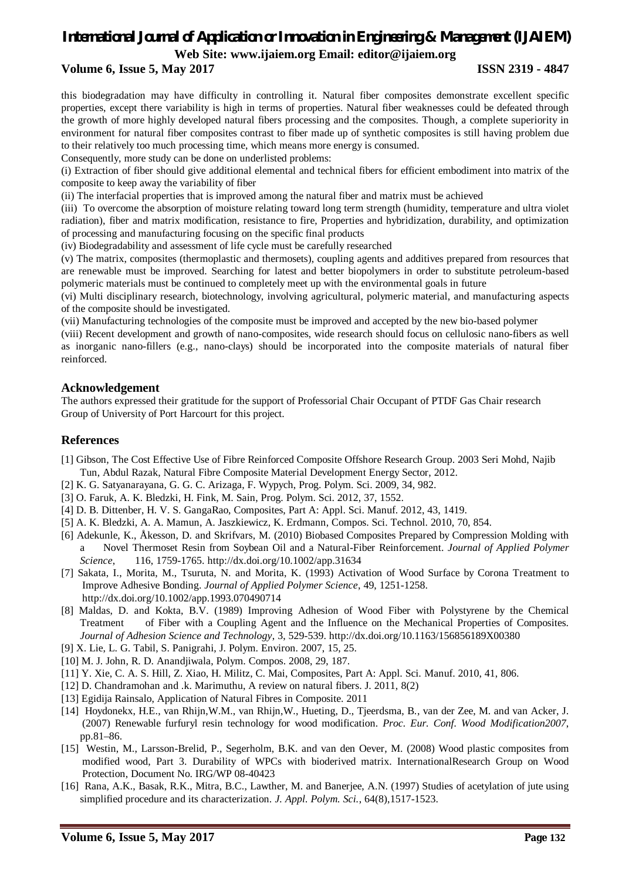this biodegradation may have difficulty in controlling it. Natural fiber composites demonstrate excellent specific properties, except there variability is high in terms of properties. Natural fiber weaknesses could be defeated through the growth of more highly developed natural fibers processing and the composites. Though, a complete superiority in environment for natural fiber composites contrast to fiber made up of synthetic composites is still having problem due to their relatively too much processing time, which means more energy is consumed.

Consequently, more study can be done on underlisted problems:

(i) Extraction of fiber should give additional elemental and technical fibers for efficient embodiment into matrix of the composite to keep away the variability of fiber

(ii) The interfacial properties that is improved among the natural fiber and matrix must be achieved

(iii) To overcome the absorption of moisture relating toward long term strength (humidity, temperature and ultra violet radiation), fiber and matrix modification, resistance to fire, Properties and hybridization, durability, and optimization of processing and manufacturing focusing on the specific final products

(iv) Biodegradability and assessment of life cycle must be carefully researched

(v) The matrix, composites (thermoplastic and thermosets), coupling agents and additives prepared from resources that are renewable must be improved. Searching for latest and better biopolymers in order to substitute petroleum-based polymeric materials must be continued to completely meet up with the environmental goals in future

(vi) Multi disciplinary research, biotechnology, involving agricultural, polymeric material, and manufacturing aspects of the composite should be investigated.

(vii) Manufacturing technologies of the composite must be improved and accepted by the new bio-based polymer

(viii) Recent development and growth of nano-composites, wide research should focus on cellulosic nano-fibers as well as inorganic nano-fillers (e.g., nano-clays) should be incorporated into the composite materials of natural fiber reinforced.

## Acknowledgement

The authors expressed their gratitude for the support of Professorial Chair Occupant of PTDF Gas Chair research Group of University of Port Harcourt for this project.

## References

[1] Gibson, The Cost Effective Use of Fibre Reinforced Composite Offshore Research Group. 2003 Seri Mohd, Najib Tun, Abdul Razak, Natural Fibre Composite Material Development Energy Sector, 2012.

[2] K. G. Satyanarayana, G. G. C. Arizaga, F. Wypych, Prog. Polym. Sci. 2009, 34, 982.

[3] O. Faruk, A. K. Bledzki, H. Fink, M. Sain, Prog. Polym. Sci. 2012, 37, 1552.

[4] D. B. Dittenber, H. V. S. GangaRao, Composites, Part A: Appl. Sci. Manuf. 2012, 43, 1419.

[5] A. K. Bledzki, A. A. Mamun, A. Jaszkiewicz, K. Erdmann, Compos. Sci. Technol. 2010, 70, 854.

[6] Adekunle, K., Åkesson, D. and Skrifvars, M. (2010) Biobased Composites Prepared by Compression Molding with a Novel Thermoset Resin from Soybean Oil and a Natural-Fiber Reinforcement. *Journal of Applied Polymer Science*, 116, 1759-1765. http://dx.doi.org/10.1002/app.31634

[7] Sakata, I., Morita, M., Tsuruta, N. and Morita, K. (1993) Activation of Wood Surface by Corona Treatment to Improve Adhesive Bonding. *Journal of Applied Polymer Science*, 49, 1251-1258. http://dx.doi.org/10.1002/app.1993.070490714

[8] Maldas, D. and Kokta, B.V. (1989) Improving Adhesion of Wood Fiber with Polystyrene by the Chemical Treatment of Fiber with a Coupling Agent and the Influence on the Mechanical Properties of Composites. *Journal of Adhesion Science and Technology*, 3, 529-539. http://dx.doi.org/10.1163/156856189X00380

[9] X. Lie, L. G. Tabil, S. Panigrahi, J. Polym. Environ. 2007, 15, 25.

[10] M. J. John, R. D. Anandjiwala, Polym. Compos. 2008, 29, 187.

[11] Y. Xie, C. A. S. Hill, Z. Xiao, H. Militz, C. Mai, Composites, Part A: Appl. Sci. Manuf. 2010, 41, 806.

[12] D. Chandramohan and .k. Marimuthu, A review on natural fibers. J. 2011, 8(2)

[13] Egidija Rainsalo, Application of Natural Fibres in Composite. 2011

[14] Hoydonekx, H.E., van Rhijn,W.M., van Rhijn,W., Hueting, D., Tjeerdsma, B., van der Zee, M. and van Acker, J. (2007) Renewable furfuryl resin technology for wood modification. *Proc. Eur. Conf. Wood Modification2007*, pp.81–86.

[15] Westin, M., Larsson-Brelid, P., Segerholm, B.K. and van den Oever, M. (2008) Wood plastic composites from modified wood, Part 3. Durability of WPCs with bioderived matrix. InternationalResearch Group on Wood Protection, Document No. IRG/WP 08-40423

[16] Rana, A.K., Basak, R.K., Mitra, B.C., Lawther, M. and Banerjee, A.N. (1997) Studies of acetylation of jute using simplified procedure and its characterization. *J. Appl. Polym. Sci.*, 64(8),1517-1523.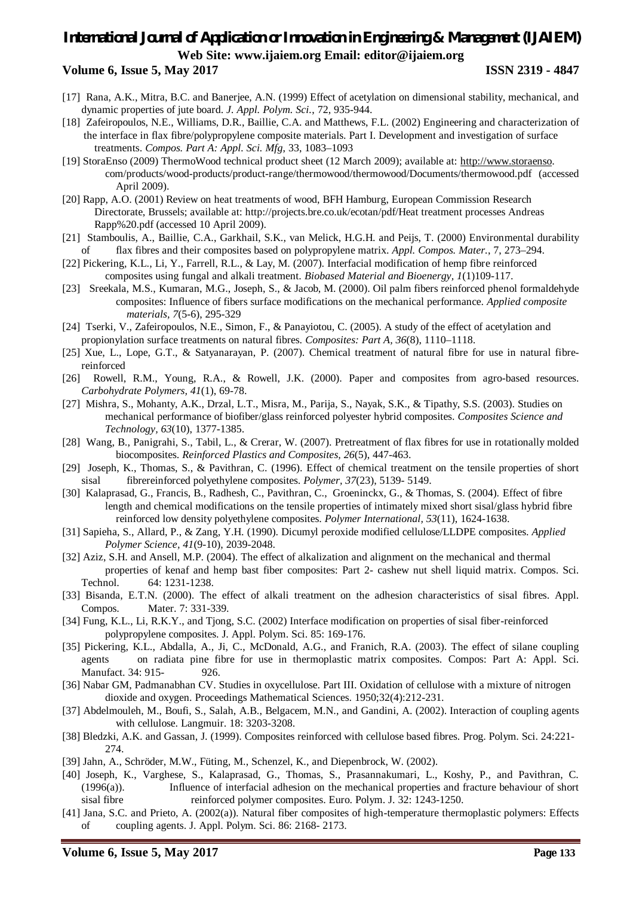[17] Rana, A.K., Mitra, B.C. and Banerjee, A.N. (1999) Effect of acetylation on dimensional stability, mechanical, and dynamic properties of jute board. *J. Appl. Polym. Sci.*, 72, 935-944.

[18] Zafeiropoulos, N.E., Williams, D.R., Baillie, C.A. and Matthews, F.L. (2002) Engineering and characterization of the interface in flax fibre/polypropylene composite materials. Part I. Development and investigation of surface treatments. *Compos. Part A: Appl. Sci. Mfg*, 33, 1083–1093

[19] StoraEnso (2009) ThermoWood technical product sheet (12 March 2009); available at: http://www.storaenso.com/products/wood-products/product-range/thermowood/thermowood/Documents/thermowood.pdf (accessed April 2009).

[20] Rapp, A.O. (2001) Review on heat treatments of wood, BFH Hamburg, European Commission Research Directorate, Brussels; available at: http://projects.bre.co.uk/ecotan/pdf/Heat treatment processes Andreas Rapp%20.pdf (accessed 10 April 2009).

[21] Stamboulis, A., Baillie, C.A., Garkhail, S.K., van Melick, H.G.H. and Peijs, T. (2000) Environmental durability of flax fibres and their composites based on polypropylene matrix. *Appl. Compos. Mater.*, 7, 273–294.

[22] Pickering, K.L., Li, Y., Farrell, R.L., & Lay, M. (2007). Interfacial modification of hemp fibre reinforced composites using fungal and alkali treatment. *Biobased Material and Bioenergy, 1*(1)109-117.

[23] Sreekala, M.S., Kumaran, M.G., Joseph, S., & Jacob, M. (2000). Oil palm fibers reinforced phenol formaldehyde composites: Influence of fibers surface modifications on the mechanical performance. *Applied composite materials, 7*(5-6), 295-329

[24] Tserki, V., Zafeiropoulos, N.E., Simon, F., & Panayiotou, C. (2005). A study of the effect of acetylation and propionylation surface treatments on natural fibres. *Composites: Part A, 36*(8), 1110–1118.

[25] Xue, L., Lope, G.T., & Satyanarayan, P. (2007). Chemical treatment of natural fibre for use in natural fibre-reinforced

[26] Rowell, R.M., Young, R.A., & Rowell, J.K. (2000). Paper and composites from agro-based resources. *Carbohydrate Polymers, 41*(1), 69-78.

[27] Mishra, S., Mohanty, A.K., Drzal, L.T., Misra, M., Parija, S., Nayak, S.K., & Tipathy, S.S. (2003). Studies on mechanical performance of biofiber/glass reinforced polyester hybrid composites. *Composites Science and Technology, 63*(10), 1377-1385.

[28] Wang, B., Panigrahi, S., Tabil, L., & Crerar, W. (2007). Pretreatment of flax fibres for use in rotationally molded biocomposites. *Reinforced Plastics and Composites, 26*(5), 447-463.

[29] Joseph, K., Thomas, S., & Pavithran, C. (1996). Effect of chemical treatment on the tensile properties of short sisal fibrereinforced polyethylene composites. *Polymer, 37*(23), 5139- 5149.

[30] Kalaprasad, G., Francis, B., Radhesh, C., Pavithran, C., Groeninckx, G., & Thomas, S. (2004). Effect of fibre length and chemical modifications on the tensile properties of intimately mixed short sisal/glass hybrid fibre reinforced low density polyethylene composites. *Polymer International, 53*(11), 1624-1638.

[31] Sapieha, S., Allard, P., & Zang, Y.H. (1990). Dicumyl peroxide modified cellulose/LLDPE composites. *Applied Polymer Science, 41*(9-10), 2039-2048.

[32] Aziz, S.H. and Ansell, M.P. (2004). The effect of alkalization and alignment on the mechanical and thermal properties of kenaf and hemp bast fiber composites: Part 2- cashew nut shell liquid matrix. Compos. Sci. Technol. 64: 1231-1238.

[33] Bisanda, E.T.N. (2000). The effect of alkali treatment on the adhesion characteristics of sisal fibres. Appl. Compos. Mater. 7: 331-339.

[34] Fung, K.L., Li, R.K.Y., and Tjong, S.C. (2002) Interface modification on properties of sisal fiber-reinforced polypropylene composites. J. Appl. Polym. Sci. 85: 169-176.

[35] Pickering, K.L., Abdalla, A., Ji, C., McDonald, A.G., and Franich, R.A. (2003). The effect of silane coupling agents on radiata pine fibre for use in thermoplastic matrix composites. Compos: Part A: Appl. Sci. Manufact. 34: 915- 926.

[36] Nabar GM, Padmanabhan CV. Studies in oxycellulose. Part III. Oxidation of cellulose with a mixture of nitrogen dioxide and oxygen. Proceedings Mathematical Sciences. 1950;32(4):212-231.

[37] Abdelmouleh, M., Boufi, S., Salah, A.B., Belgacem, M.N., and Gandini, A. (2002). Interaction of coupling agents with cellulose. Langmuir. 18: 3203-3208.

[38] Bledzki, A.K. and Gassan, J. (1999). Composites reinforced with cellulose based fibres. Prog. Polym. Sci. 24:221-274.

[39] Jahn, A., Schröder, M.W., Füting, M., Schenzel, K., and Diepenbrock, W. (2002).

[40] Joseph, K., Varghese, S., Kalaprasad, G., Thomas, S., Prasannakumari, L., Koshy, P., and Pavithran, C. (1996(a)). Influence of interfacial adhesion on the mechanical properties and fracture behaviour of short sisal fibre reinforced polymer composites. Euro. Polym. J. 32: 1243-1250.

[41] Jana, S.C. and Prieto, A. (2002(a)). Natural fiber composites of high-temperature thermoplastic polymers: Effects of coupling agents. J. Appl. Polym. Sci. 86: 2168- 2173.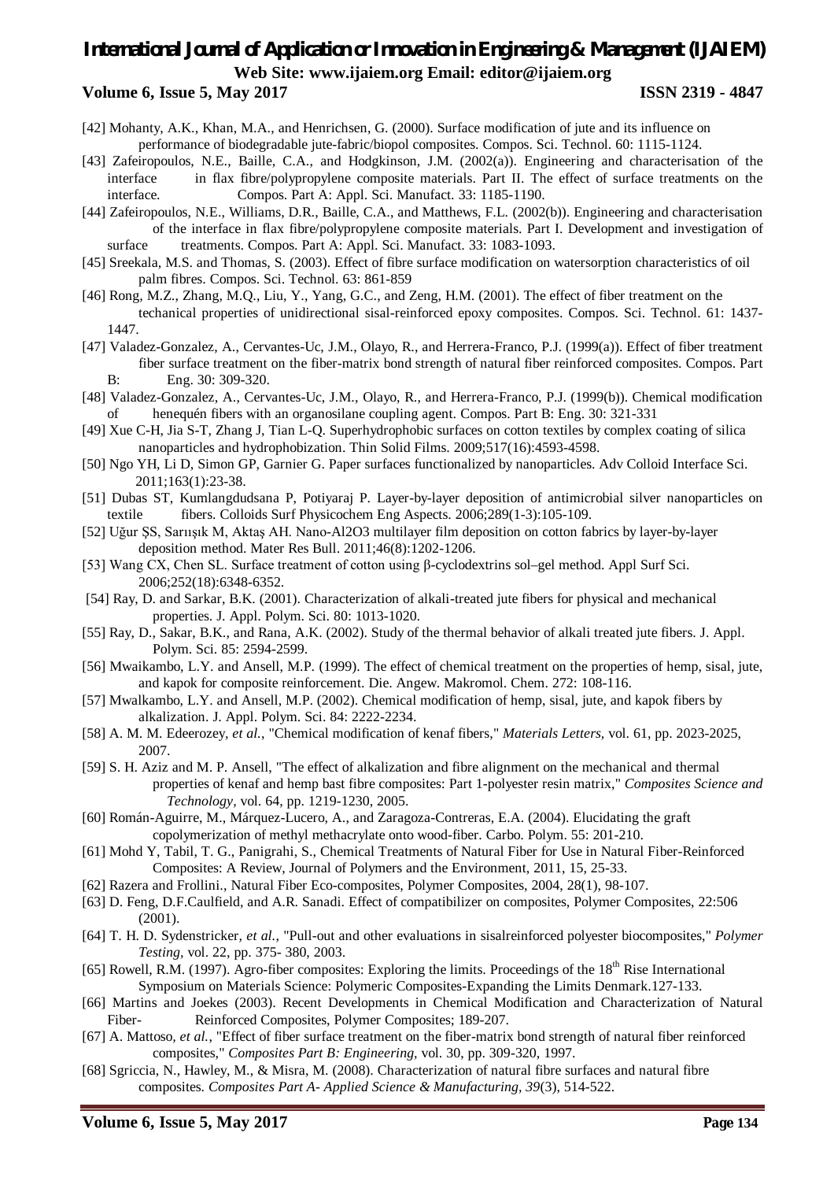[42] Mohanty, A.K., Khan, M.A., and Henrichsen, G. (2000). Surface modification of jute and its influence on performance of biodegradable jute-fabric/biopol composites. Compos. Sci. Technol. 60: 1115-1124.

[43] Zafeiropoulos, N.E., Baille, C.A., and Hodgkinson, J.M. (2002(a)). Engineering and characterisation of the interface in flax fibre/polypropylene composite materials. Part II. The effect of surface treatments on the interface. Compos. Part A: Appl. Sci. Manufact. 33: 1185-1190.

[44] Zafeiropoulos, N.E., Williams, D.R., Baille, C.A., and Matthews, F.L. (2002(b)). Engineering and characterisation of the interface in flax fibre/polypropylene composite materials. Part I. Development and investigation of surface treatments. Compos. Part A: Appl. Sci. Manufact. 33: 1083-1093.

[45] Sreekala, M.S. and Thomas, S. (2003). Effect of fibre surface modification on watersorption characteristics of oil palm fibres. Compos. Sci. Technol. 63: 861-859

[46] Rong, M.Z., Zhang, M.Q., Liu, Y., Yang, G.C., and Zeng, H.M. (2001). The effect of fiber treatment on the techanical properties of unidirectional sisal-reinforced epoxy composites. Compos. Sci. Technol. 61: 1437-1447.

[47] Valadez-Gonzalez, A., Cervantes-Uc, J.M., Olayo, R., and Herrera-Franco, P.J. (1999(a)). Effect of fiber treatment fiber surface treatment on the fiber-matrix bond strength of natural fiber reinforced composites. Compos. Part B: Eng. 30: 309-320.

[48] Valadez-Gonzalez, A., Cervantes-Uc, J.M., Olayo, R., and Herrera-Franco, P.J. (1999(b)). Chemical modification of henequén fibers with an organosilane coupling agent. Compos. Part B: Eng. 30: 321-331

[49] Xue C-H, Jia S-T, Zhang J, Tian L-Q. Superhydrophobic surfaces on cotton textiles by complex coating of silica nanoparticles and hydrophobization. Thin Solid Films. 2009;517(16):4593-4598.

[50] Ngo YH, Li D, Simon GP, Garnier G. Paper surfaces functionalized by nanoparticles. Adv Colloid Interface Sci. 2011;163(1):23-38.

[51] Dubas ST, Kumlangdudsana P, Potiyaraj P. Layer-by-layer deposition of antimicrobial silver nanoparticles on textile fibers. Colloids Surf Physicochem Eng Aspects. 2006;289(1-3):105-109.

[52] Uğur ŞS, Sarıışık M, Aktaş AH. Nano-Al2O3 multilayer film deposition on cotton fabrics by layer-by-layer deposition method. Mater Res Bull. 2011;46(8):1202-1206.

[53] Wang CX, Chen SL. Surface treatment of cotton using β-cyclodextrins sol–gel method. Appl Surf Sci. 2006;252(18):6348-6352.

[54] Ray, D. and Sarkar, B.K. (2001). Characterization of alkali-treated jute fibers for physical and mechanical properties. J. Appl. Polym. Sci. 80: 1013-1020.

[55] Ray, D., Sakar, B.K., and Rana, A.K. (2002). Study of the thermal behavior of alkali treated jute fibers. J. Appl. Polym. Sci. 85: 2594-2599.

[56] Mwaikambo, L.Y. and Ansell, M.P. (1999). The effect of chemical treatment on the properties of hemp, sisal, jute, and kapok for composite reinforcement. Die. Angew. Makromol. Chem. 272: 108-116.

[57] Mwalkambo, L.Y. and Ansell, M.P. (2002). Chemical modification of hemp, sisal, jute, and kapok fibers by alkalization. J. Appl. Polym. Sci. 84: 2222-2234.

[58] A. M. M. Edeerozey, *et al.*, "Chemical modification of kenaf fibers," *Materials Letters*, vol. 61, pp. 2023-2025, 2007.

[59] S. H. Aziz and M. P. Ansell, "The effect of alkalization and fibre alignment on the mechanical and thermal properties of kenaf and hemp bast fibre composites: Part 1-polyester resin matrix," *Composites Science and Technology*, vol. 64, pp. 1219-1230, 2005.

[60] Román-Aguirre, M., Márquez-Lucero, A., and Zaragoza-Contreras, E.A. (2004). Elucidating the graft copolymerization of methyl methacrylate onto wood-fiber. Carbo. Polym. 55: 201-210.

[61] Mohd Y, Tabil, T. G., Panigrahi, S., Chemical Treatments of Natural Fiber for Use in Natural Fiber-Reinforced Composites: A Review, Journal of Polymers and the Environment, 2011, 15, 25-33.

[62] Razera and Frollini., Natural Fiber Eco-composites, Polymer Composites, 2004, 28(1), 98-107.

[63] D. Feng, D.F.Caulfield, and A.R. Sanadi. Effect of compatibilizer on composites, Polymer Composites, 22:506 (2001).

[64] T. H. D. Sydenstricker, *et al.*, "Pull-out and other evaluations in sisalreinforced polyester biocomposites," *Polymer Testing*, vol. 22, pp. 375- 380, 2003.

[65] Rowell, R.M. (1997). Agro-fiber composites: Exploring the limits. Proceedings of the 18th Rise International Symposium on Materials Science: Polymeric Composites-Expanding the Limits Denmark.127-133.

[66] Martins and Joekes (2003). Recent Developments in Chemical Modification and Characterization of Natural Fiber- Reinforced Composites, Polymer Composites; 189-207.

[67] A. Mattoso, *et al.*, "Effect of fiber surface treatment on the fiber-matrix bond strength of natural fiber reinforced composites," *Composites Part B: Engineering*, vol. 30, pp. 309-320, 1997.

[68] Sgriccia, N., Hawley, M., & Misra, M. (2008). Characterization of natural fibre surfaces and natural fibre composites. *Composites Part A- Applied Science & Manufacturing*, *39*(3), 514-522.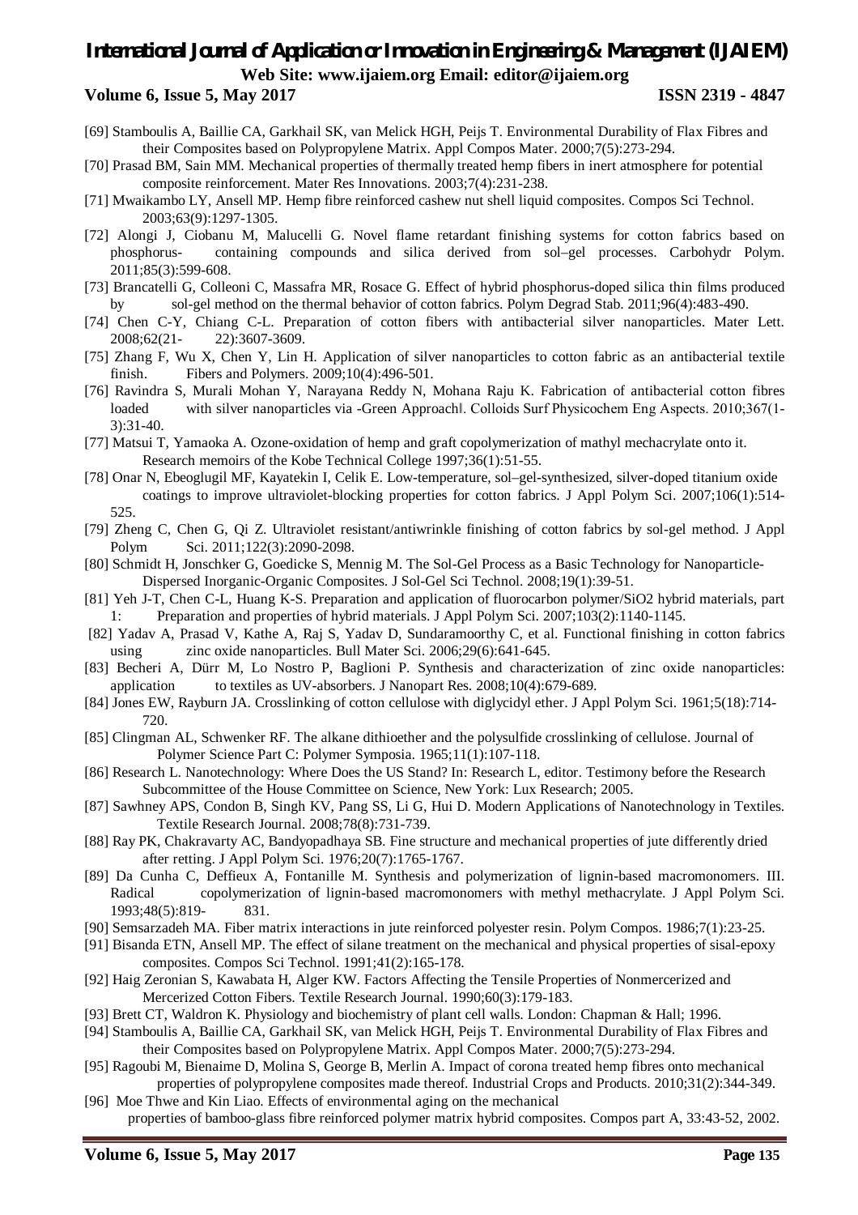[69] Stamboulis A, Baillie CA, Garkhail SK, van Melick HGH, Peijs T. Environmental Durability of Flax Fibres and their Composites based on Polypropylene Matrix. Appl Compos Mater. 2000;7(5):273-294.

[70] Prasad BM, Sain MM. Mechanical properties of thermally treated hemp fibers in inert atmosphere for potential composite reinforcement. Mater Res Innovations. 2003;7(4):231-238.

[71] Mwaikambo LY, Ansell MP. Hemp fibre reinforced cashew nut shell liquid composites. Compos Sci Technol. 2003;63(9):1297-1305.

[72] Alongi J, Ciobanu M, Malucelli G. Novel flame retardant finishing systems for cotton fabrics based on phosphorus- containing compounds and silica derived from sol–gel processes. Carbohydr Polym. 2011;85(3):599-608.

[73] Brancatelli G, Colleoni C, Massafra MR, Rosace G. Effect of hybrid phosphorus-doped silica thin films produced by sol-gel method on the thermal behavior of cotton fabrics. Polym Degrad Stab. 2011;96(4):483-490.

[74] Chen C-Y, Chiang C-L. Preparation of cotton fibers with antibacterial silver nanoparticles. Mater Lett. 2008;62(21- 22):3607-3609.

[75] Zhang F, Wu X, Chen Y, Lin H. Application of silver nanoparticles to cotton fabric as an antibacterial textile finish. Fibers and Polymers. 2009;10(4):496-501.

[76] Ravindra S, Murali Mohan Y, Narayana Reddy N, Mohana Raju K. Fabrication of antibacterial cotton fibres loaded with silver nanoparticles via -Green Approach‖. Colloids Surf Physicochem Eng Aspects. 2010;367(1-3):31-40.

[77] Matsui T, Yamaoka A. Ozone-oxidation of hemp and graft copolymerization of mathyl mechacrylate onto it. Research memoirs of the Kobe Technical College 1997;36(1):51-55.

[78] Onar N, Ebeoglugil MF, Kayatekin I, Celik E. Low-temperature, sol–gel-synthesized, silver-doped titanium oxide coatings to improve ultraviolet-blocking properties for cotton fabrics. J Appl Polym Sci. 2007;106(1):514-525.

[79] Zheng C, Chen G, Qi Z. Ultraviolet resistant/antiwrinkle finishing of cotton fabrics by sol-gel method. J Appl Polym Sci. 2011;122(3):2090-2098.

[80] Schmidt H, Jonschker G, Goedicke S, Mennig M. The Sol-Gel Process as a Basic Technology for Nanoparticle-Dispersed Inorganic-Organic Composites. J Sol-Gel Sci Technol. 2008;19(1):39-51.

[81] Yeh J-T, Chen C-L, Huang K-S. Preparation and application of fluorocarbon polymer/SiO2 hybrid materials, part 1: Preparation and properties of hybrid materials. J Appl Polym Sci. 2007;103(2):1140-1145.

[82] Yadav A, Prasad V, Kathe A, Raj S, Yadav D, Sundaramoorthy C, et al. Functional finishing in cotton fabrics using zinc oxide nanoparticles. Bull Mater Sci. 2006;29(6):641-645.

[83] Becheri A, Dürr M, Lo Nostro P, Baglioni P. Synthesis and characterization of zinc oxide nanoparticles: application to textiles as UV-absorbers. J Nanopart Res. 2008;10(4):679-689.

[84] Jones EW, Rayburn JA. Crosslinking of cotton cellulose with diglycidyl ether. J Appl Polym Sci. 1961;5(18):714-720.

[85] Clingman AL, Schwenker RF. The alkane dithioether and the polysulfide crosslinking of cellulose. Journal of Polymer Science Part C: Polymer Symposia. 1965;11(1):107-118.

[86] Research L. Nanotechnology: Where Does the US Stand? In: Research L, editor. Testimony before the Research Subcommittee of the House Committee on Science, New York: Lux Research; 2005.

[87] Sawhney APS, Condon B, Singh KV, Pang SS, Li G, Hui D. Modern Applications of Nanotechnology in Textiles. Textile Research Journal. 2008;78(8):731-739.

[88] Ray PK, Chakravarty AC, Bandyopadhaya SB. Fine structure and mechanical properties of jute differently dried after retting. J Appl Polym Sci. 1976;20(7):1765-1767.

[89] Da Cunha C, Deffieux A, Fontanille M. Synthesis and polymerization of lignin-based macromonomers. III. Radical copolymerization of lignin-based macromonomers with methyl methacrylate. J Appl Polym Sci. 1993;48(5):819- 831.

[90] Semsarzadeh MA. Fiber matrix interactions in jute reinforced polyester resin. Polym Compos. 1986;7(1):23-25.

[91] Bisanda ETN, Ansell MP. The effect of silane treatment on the mechanical and physical properties of sisal-epoxy composites. Compos Sci Technol. 1991;41(2):165-178.

[92] Haig Zeronian S, Kawabata H, Alger KW. Factors Affecting the Tensile Properties of Nonmercerized and Mercerized Cotton Fibers. Textile Research Journal. 1990;60(3):179-183.

[93] Brett CT, Waldron K. Physiology and biochemistry of plant cell walls. London: Chapman & Hall; 1996.

[94] Stamboulis A, Baillie CA, Garkhail SK, van Melick HGH, Peijs T. Environmental Durability of Flax Fibres and their Composites based on Polypropylene Matrix. Appl Compos Mater. 2000;7(5):273-294.

[95] Ragoubi M, Bienaime D, Molina S, George B, Merlin A. Impact of corona treated hemp fibres onto mechanical properties of polypropylene composites made thereof. Industrial Crops and Products. 2010;31(2):344-349.

[96] Moe Thwe and Kin Liao. Effects of environmental aging on the mechanical properties of bamboo-glass fibre reinforced polymer matrix hybrid composites. Compos part A, 33:43-52, 2002.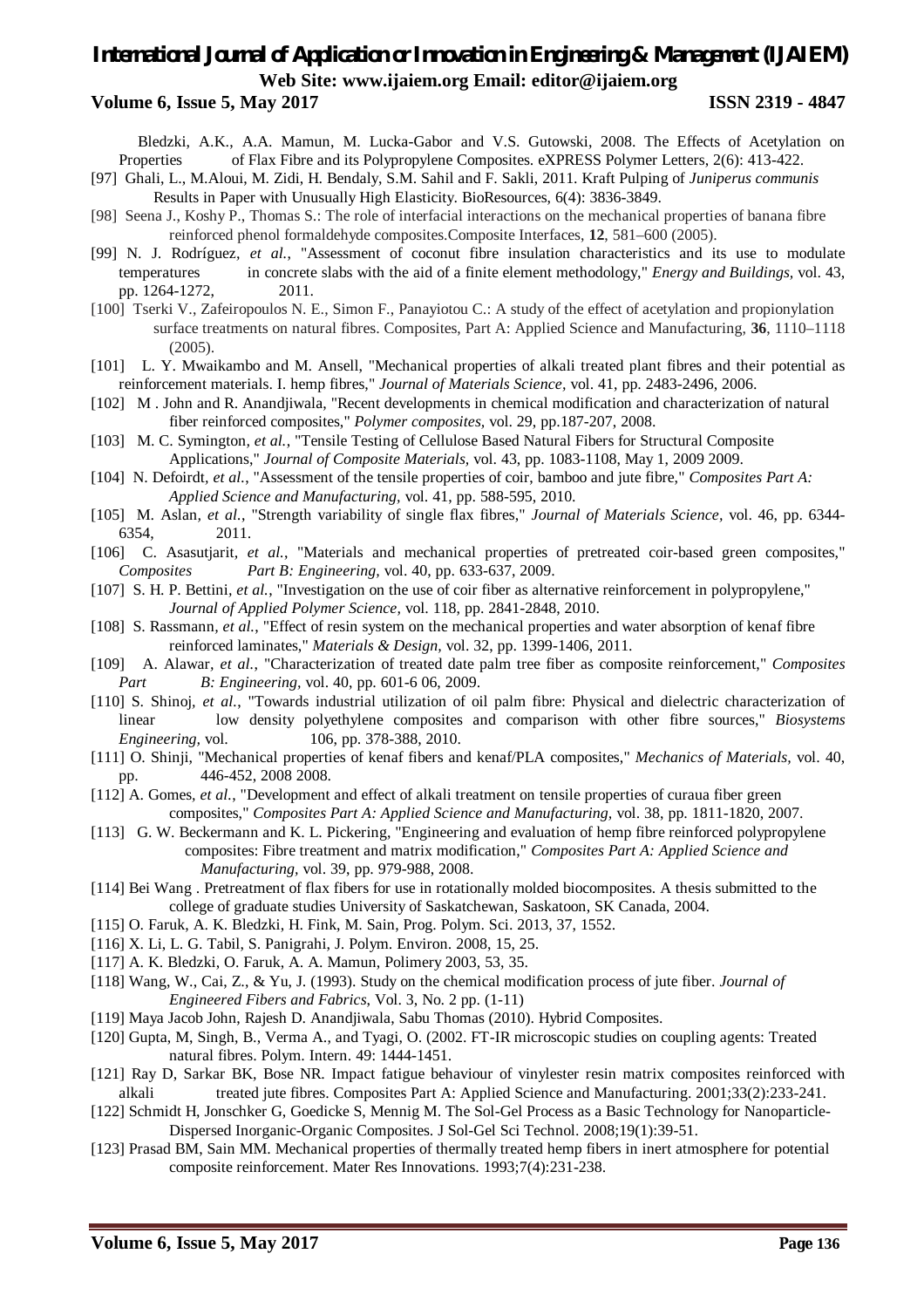Bledzki, A.K., A.A. Mamun, M. Lucka-Gabor and V.S. Gutowski, 2008. The Effects of Acetylation on Properties of Flax Fibre and its Polypropylene Composites. eXPRESS Polymer Letters, 2(6): 413-422.

[97] Ghali, L., M.Aloui, M. Zidi, H. Bendaly, S.M. Sahil and F. Sakli, 2011. Kraft Pulping of *Juniperus communis* Results in Paper with Unusually High Elasticity. BioResources, 6(4): 3836-3849.

[98] Seena J., Koshy P., Thomas S.: The role of interfacial interactions on the mechanical properties of banana fibre reinforced phenol formaldehyde composites.Composite Interfaces, **12**, 581–600 (2005).

[99] N. J. Rodríguez, *et al.*, "Assessment of coconut fibre insulation characteristics and its use to modulate temperatures in concrete slabs with the aid of a finite element methodology," *Energy and Buildings,* vol. 43, pp. 1264-1272, 2011.

[100] Tserki V., Zafeiropoulos N. E., Simon F., Panayiotou C.: A study of the effect of acetylation and propionylation surface treatments on natural fibres. Composites, Part A: Applied Science and Manufacturing, **36**, 1110–1118 (2005).

[101] L. Y. Mwaikambo and M. Ansell, "Mechanical properties of alkali treated plant fibres and their potential as reinforcement materials. I. hemp fibres," *Journal of Materials Science,* vol. 41, pp. 2483-2496, 2006.

[102] M . John and R. Anandjiwala, "Recent developments in chemical modification and characterization of natural fiber reinforced composites," *Polymer composites,* vol. 29, pp.187-207, 2008.

[103] M. C. Symington*, et al.*, "Tensile Testing of Cellulose Based Natural Fibers for Structural Composite Applications," *Journal of Composite Materials,* vol. 43, pp. 1083-1108, May 1, 2009 2009.

[104] N. Defoirdt*, et al.*, "Assessment of the tensile properties of coir, bamboo and jute fibre," *Composites Part A: Applied Science and Manufacturing,* vol. 41, pp. 588-595, 2010.

[105] M. Aslan*, et al.*, "Strength variability of single flax fibres," *Journal of Materials Science,* vol. 46, pp. 6344-6354, 2011.

[106] C. Asasutjarit*, et al.*, "Materials and mechanical properties of pretreated coir-based green composites," *Composites Part B: Engineering,* vol. 40, pp. 633-637, 2009.

[107] S. H. P. Bettini*, et al.*, "Investigation on the use of coir fiber as alternative reinforcement in polypropylene," *Journal of Applied Polymer Science,* vol. 118, pp. 2841-2848, 2010.

[108] S. Rassmann*, et al.*, "Effect of resin system on the mechanical properties and water absorption of kenaf fibre reinforced laminates," *Materials & Design,* vol. 32, pp. 1399-1406, 2011.

[109] A. Alawar*, et al.*, "Characterization of treated date palm tree fiber as composite reinforcement," *Composites Part B: Engineering,* vol. 40, pp. 601-6 06, 2009.

[110] S. Shinoj*, et al.*, "Towards industrial utilization of oil palm fibre: Physical and dielectric characterization of linear low density polyethylene composites and comparison with other fibre sources," *Biosystems Engineering,* vol. 106, pp. 378-388, 2010.

[111] O. Shinji, "Mechanical properties of kenaf fibers and kenaf/PLA composites," *Mechanics of Materials,* vol. 40, pp. 446-452, 2008 2008.

[112] A. Gomes*, et al.*, "Development and effect of alkali treatment on tensile properties of curaua fiber green composites," *Composites Part A: Applied Science and Manufacturing,* vol. 38, pp. 1811-1820, 2007.

[113] G. W. Beckermann and K. L. Pickering, "Engineering and evaluation of hemp fibre reinforced polypropylene composites: Fibre treatment and matrix modification," *Composites Part A: Applied Science and Manufacturing,* vol. 39, pp. 979-988, 2008.

[114] Bei Wang . Pretreatment of flax fibers for use in rotationally molded biocomposites. A thesis submitted to the college of graduate studies University of Saskatchewan, Saskatoon, SK Canada, 2004.

[115] O. Faruk, A. K. Bledzki, H. Fink, M. Sain, Prog. Polym. Sci. 2013, 37, 1552.

[116] X. Li, L. G. Tabil, S. Panigrahi, J. Polym. Environ. 2008, 15, 25.

[117] A. K. Bledzki, O. Faruk, A. A. Mamun, Polimery 2003, 53, 35.

[118] Wang, W., Cai, Z., & Yu, J. (1993). Study on the chemical modification process of jute fiber. *Journal of Engineered Fibers and Fabrics,* Vol. 3, No. 2 pp. (1-11)

[119] Maya Jacob John, Rajesh D. Anandjiwala, Sabu Thomas (2010). Hybrid Composites.

[120] Gupta, M, Singh, B., Verma A., and Tyagi, O. (2002. FT-IR microscopic studies on coupling agents: Treated natural fibres. Polym. Intern. 49: 1444-1451.

[121] Ray D, Sarkar BK, Bose NR. Impact fatigue behaviour of vinylester resin matrix composites reinforced with alkali treated jute fibres. Composites Part A: Applied Science and Manufacturing. 2001;33(2):233-241.

[122] Schmidt H, Jonschker G, Goedicke S, Mennig M. The Sol-Gel Process as a Basic Technology for Nanoparticle-Dispersed Inorganic-Organic Composites. J Sol-Gel Sci Technol. 2008;19(1):39-51.

[123] Prasad BM, Sain MM. Mechanical properties of thermally treated hemp fibers in inert atmosphere for potential composite reinforcement. Mater Res Innovations. 1993;7(4):231-238.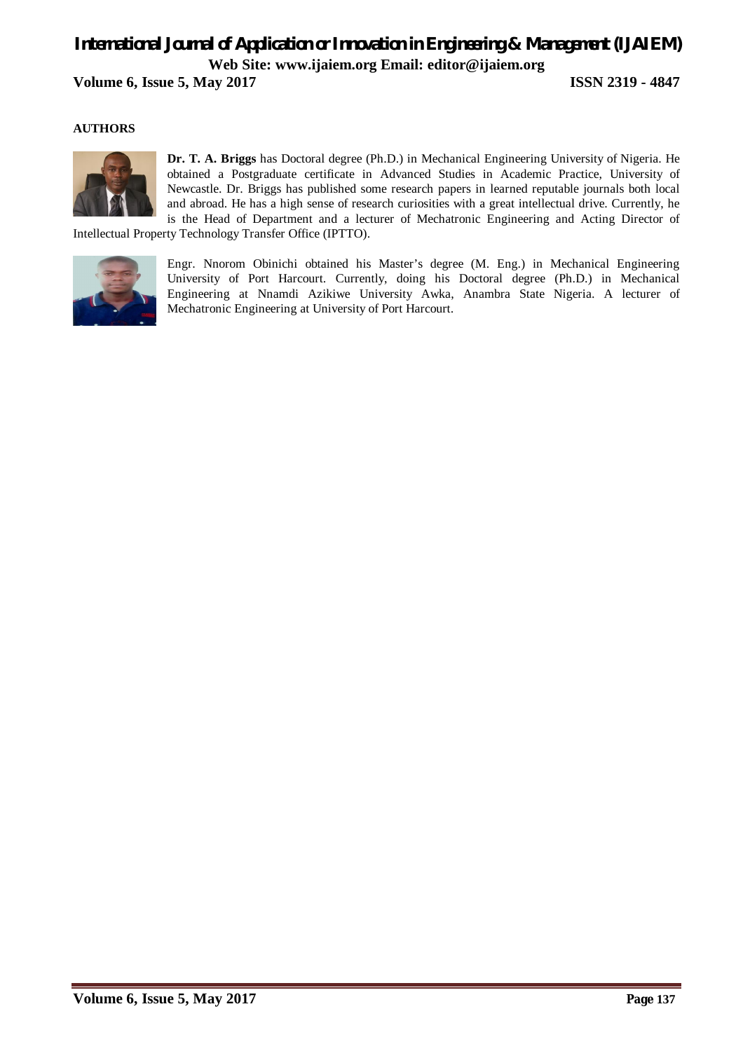**AUTHORS**

**Dr. T. A. Briggs** has Doctoral degree (Ph.D.) in Mechanical Engineering University of Nigeria. He obtained a Postgraduate certificate in Advanced Studies in Academic Practice, University of Newcastle. Dr. Briggs has published some research papers in learned reputable journals both local and abroad. He has a high sense of research curiosities with a great intellectual drive. Currently, he is the Head of Department and a lecturer of Mechatronic Engineering and Acting Director of Intellectual Property Technology Transfer Office (IPTTO).

Engr. Nnorom Obinichi obtained his Master's degree (M. Eng.) in Mechanical Engineering University of Port Harcourt. Currently, doing his Doctoral degree (Ph.D.) in Mechanical Engineering at Nnamdi Azikiwe University Awka, Anambra State Nigeria. A lecturer of Mechatronic Engineering at University of Port Harcourt.